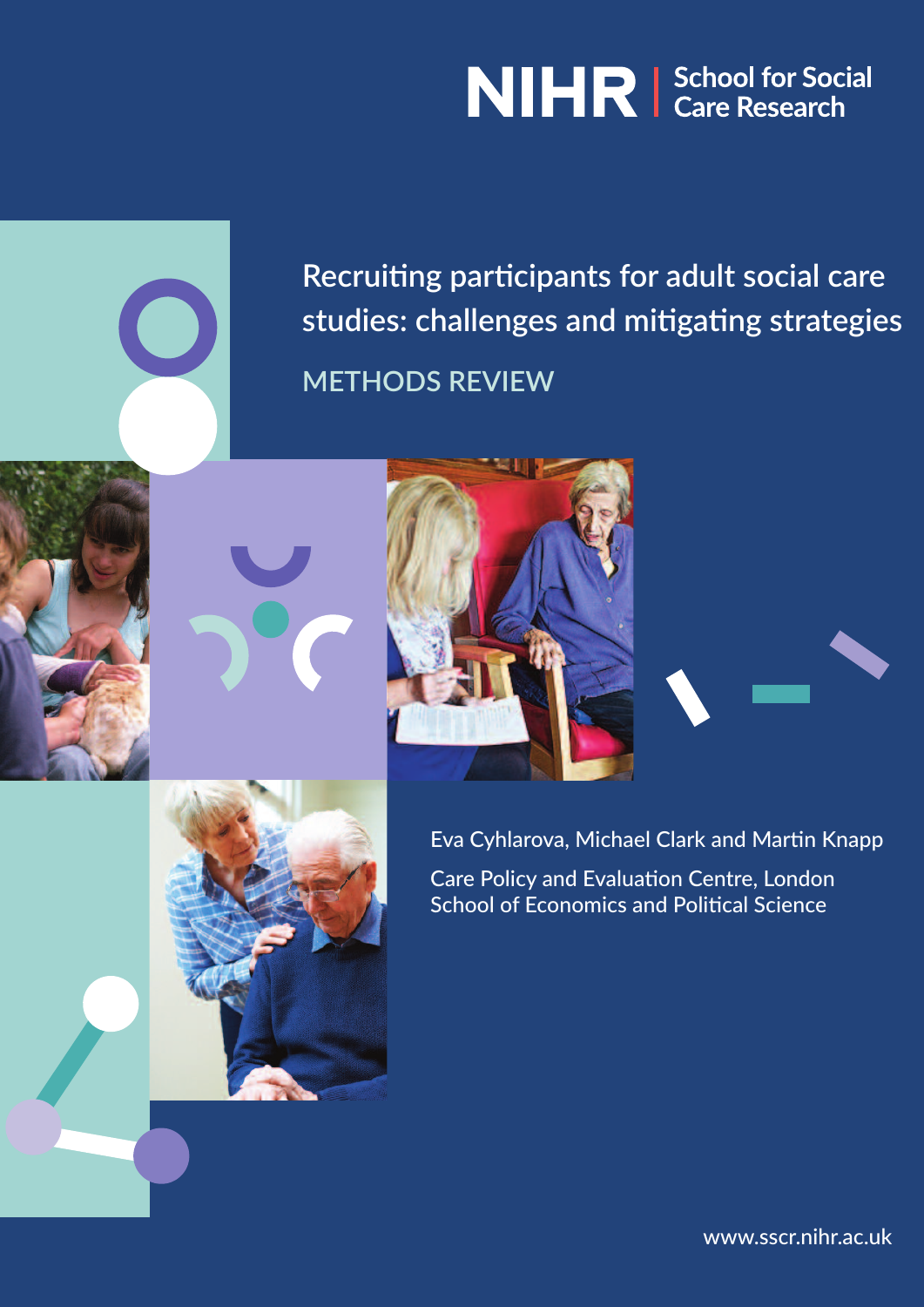NIHR | School for Social Care Research

# Recruiting participants for adult social care studies: challenges and mitigating strategies

## METHODS REVIEW

Eva Cyhlarova, Michael Clark and Martin Knapp

Care Policy and Evaluation Centre, London School of Economics and Political Science

www.sscr.nihr.ac.uk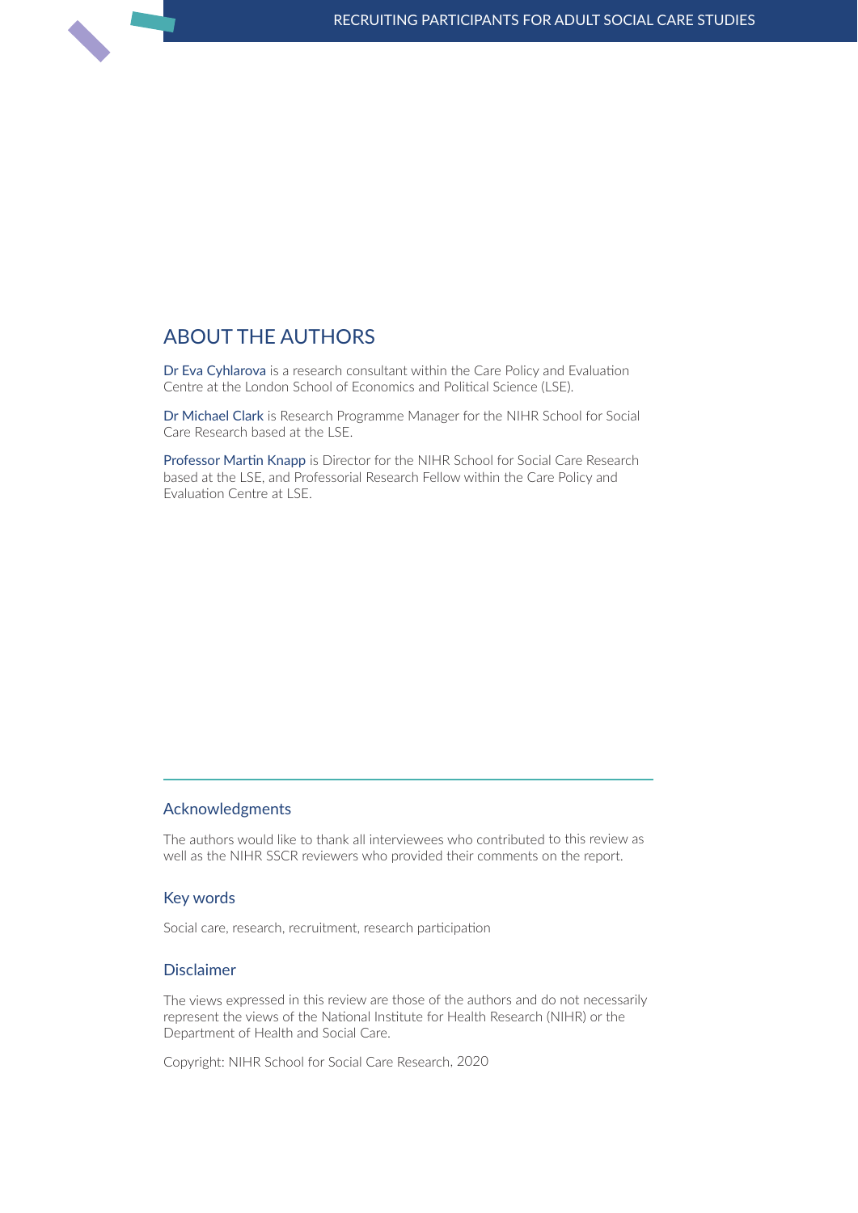## ABOUT THE AUTHORS

Dr Eva Cyhlarova is a research consultant within the Care Policy and Evaluation Centre at the London School of Economics and Political Science (LSE).

Dr Michael Clark is Research Programme Manager for the NIHR School for Social Care Research based at the LSE.

Professor Martin Knapp is Director for the NIHR School for Social Care Research based at the LSE, and Professorial Research Fellow within the Care Policy and Evaluation Centre at LSE.

### Acknowledgments

The authors would like to thank all interviewees who contributed to this review as well as the NIHR SSCR reviewers who provided their comments on the report.

### Key words

Social care, research, recruitment, research participation

### Disclaimer

The views expressed in this review are those of the authors and do not necessarily represent the views of the National Institute for Health Research (NIHR) or the Department of Health and Social Care.

Copyright: NIHR School for Social Care Research, 2020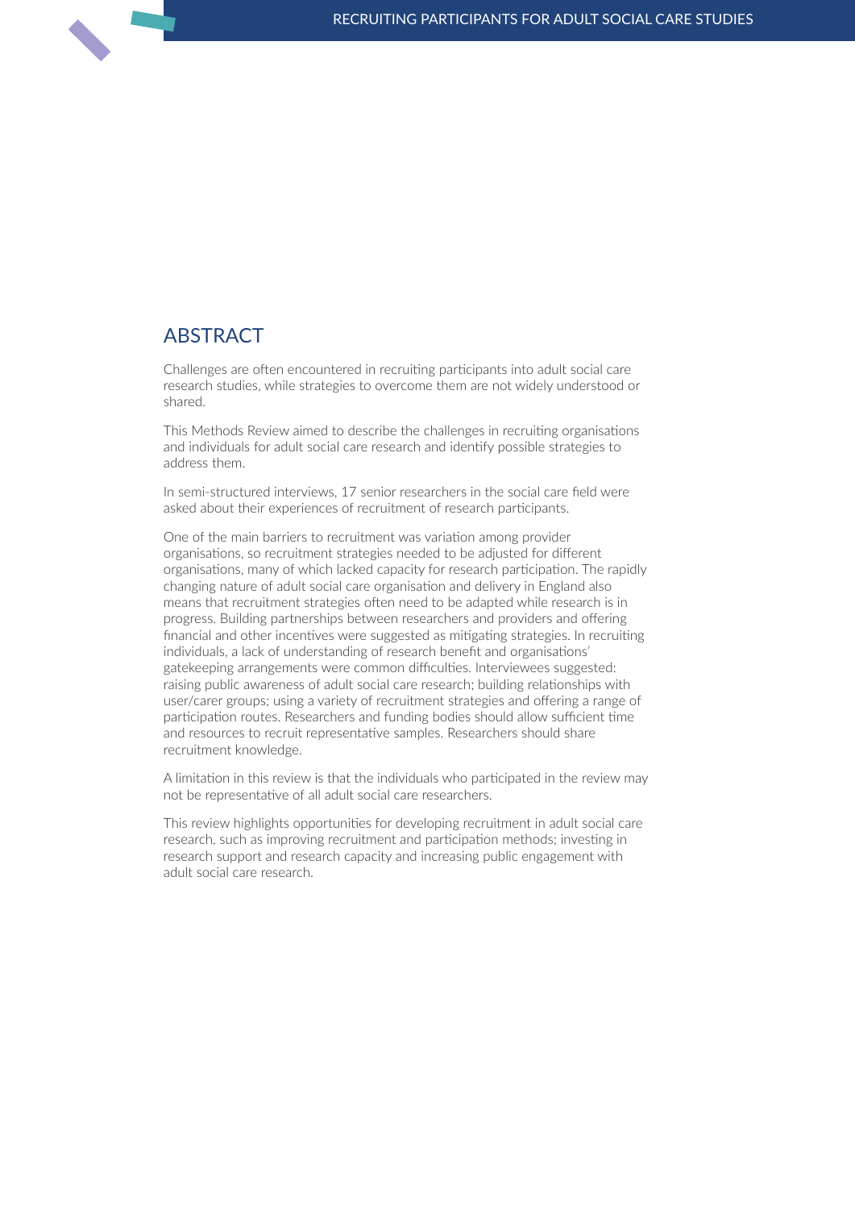## ABSTRACT

Challenges are often encountered in recruiting participants into adult social care research studies, while strategies to overcome them are not widely understood or shared.

This Methods Review aimed to describe the challenges in recruiting organisations and individuals for adult social care research and identify possible strategies to address them.

In semi-structured interviews, 17 senior researchers in the social care field were asked about their experiences of recruitment of research participants.

One of the main barriers to recruitment was variation among provider organisations, so recruitment strategies needed to be adjusted for different organisations, many of which lacked capacity for research participation. The rapidly changing nature of adult social care organisation and delivery in England also means that recruitment strategies often need to be adapted while research is in progress. Building partnerships between researchers and providers and offering financial and other incentives were suggested as mitigating strategies. In recruiting individuals, a lack of understanding of research benefit and organisations' gatekeeping arrangements were common difficulties. Interviewees suggested: raising public awareness of adult social care research; building relationships with user/carer groups; using a variety of recruitment strategies and offering a range of participation routes. Researchers and funding bodies should allow sufficient time and resources to recruit representative samples. Researchers should share recruitment knowledge.

A limitation in this review is that the individuals who participated in the review may not be representative of all adult social care researchers.

This review highlights opportunities for developing recruitment in adult social care research, such as improving recruitment and participation methods; investing in research support and research capacity and increasing public engagement with adult social care research.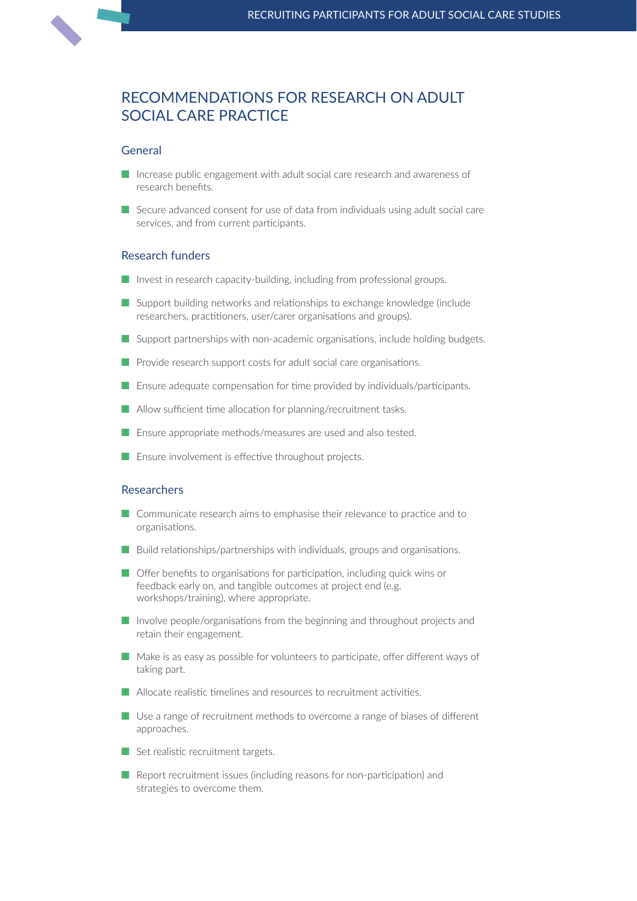# RECOMMENDATIONS FOR RESEARCH ON ADULT SOCIAL CARE PRACTICE

## General

- Increase public engagement with adult social care research and awareness of research benefits.
- Secure advanced consent for use of data from individuals using adult social care services, and from current participants.

## Research funders

- Invest in research capacity-building, including from professional groups.
- Support building networks and relationships to exchange knowledge (include researchers, practitioners, user/carer organisations and groups).
- Support partnerships with non-academic organisations, include holding budgets.
- Provide research support costs for adult social care organisations.
- Ensure adequate compensation for time provided by individuals/participants.
- Allow sufficient time allocation for planning/recruitment tasks.
- Ensure appropriate methods/measures are used and also tested.
- Ensure involvement is effective throughout projects.

## Researchers

- Communicate research aims to emphasise their relevance to practice and to organisations.
- Build relationships/partnerships with individuals, groups and organisations.
- Offer benefits to organisations for participation, including quick wins or feedback early on, and tangible outcomes at project end (e.g. workshops/training), where appropriate.
- Involve people/organisations from the beginning and throughout projects and retain their engagement.
- Make is as easy as possible for volunteers to participate, offer different ways of taking part.
- Allocate realistic timelines and resources to recruitment activities.
- Use a range of recruitment methods to overcome a range of biases of different approaches.
- Set realistic recruitment targets.
- Report recruitment issues (including reasons for non-participation) and strategies to overcome them.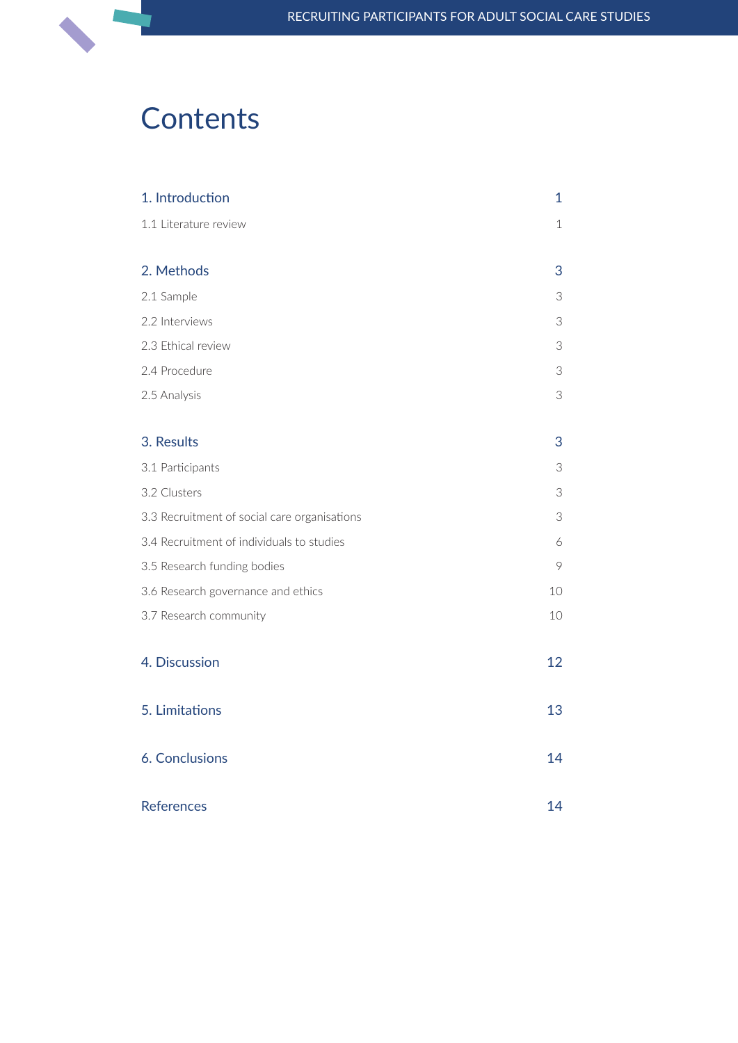# Contents

| | |
|---|---|
| **1. Introduction** | **1** |
| 1.1 Literature review | 1 |
| **2. Methods** | **3** |
| 2.1 Sample | 3 |
| 2.2 Interviews | 3 |
| 2.3 Ethical review | 3 |
| 2.4 Procedure | 3 |
| 2.5 Analysis | 3 |
| **3. Results** | **3** |
| 3.1 Participants | 3 |
| 3.2 Clusters | 3 |
| 3.3 Recruitment of social care organisations | 3 |
| 3.4 Recruitment of individuals to studies | 6 |
| 3.5 Research funding bodies | 9 |
| 3.6 Research governance and ethics | 10 |
| 3.7 Research community | 10 |
| **4. Discussion** | **12** |
| **5. Limitations** | **13** |
| **6. Conclusions** | **14** |
| **References** | **14** |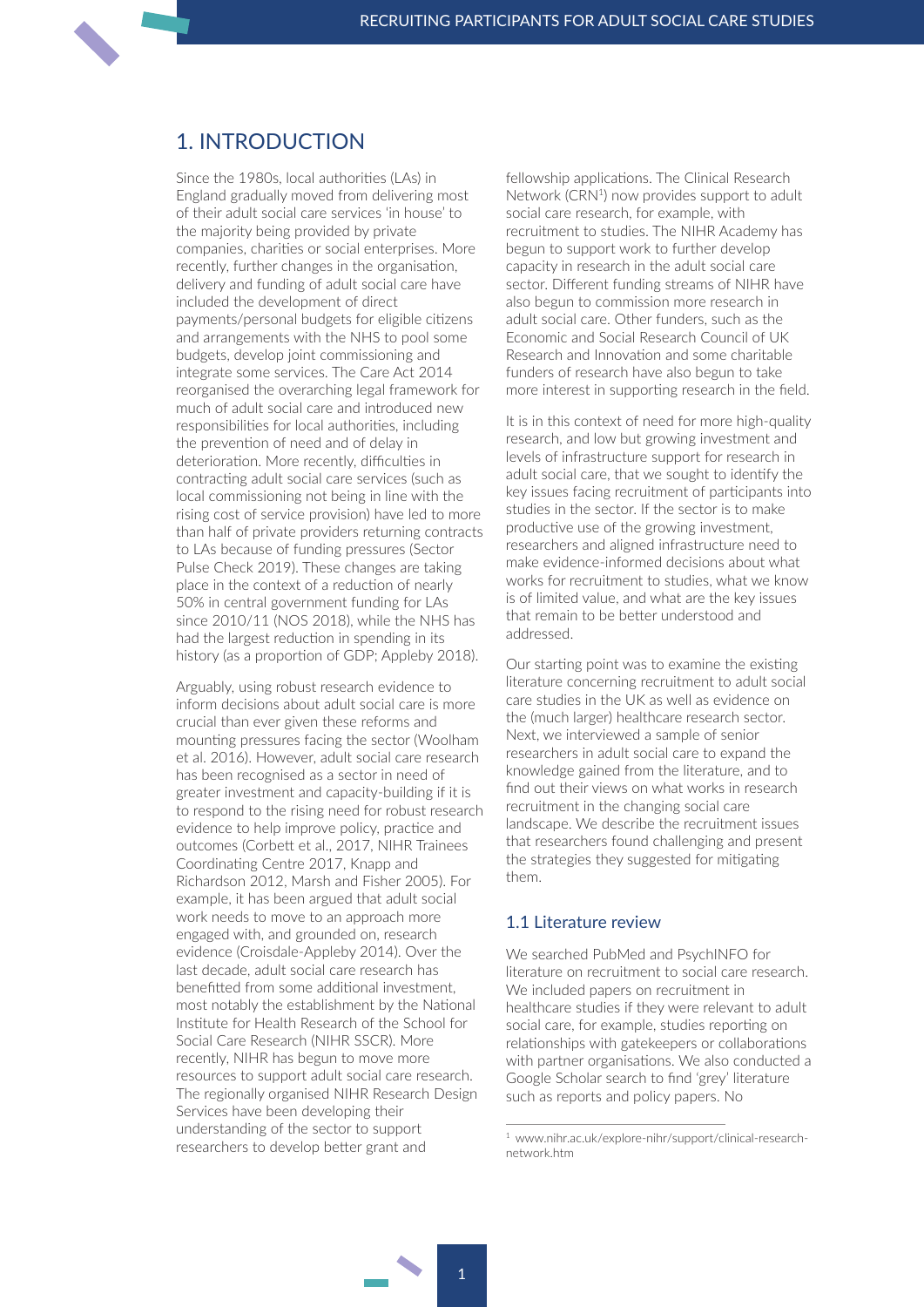## 1. INTRODUCTION

Since the 1980s, local authorities (LAs) in England gradually moved from delivering most of their adult social care services 'in house' to the majority being provided by private companies, charities or social enterprises. More recently, further changes in the organisation, delivery and funding of adult social care have included the development of direct payments/personal budgets for eligible citizens and arrangements with the NHS to pool some budgets, develop joint commissioning and integrate some services. The Care Act 2014 reorganised the overarching legal framework for much of adult social care and introduced new responsibilities for local authorities, including the prevention of need and of delay in deterioration. More recently, difficulties in contracting adult social care services (such as local commissioning not being in line with the rising cost of service provision) have led to more than half of private providers returning contracts to LAs because of funding pressures (Sector Pulse Check 2019). These changes are taking place in the context of a reduction of nearly 50% in central government funding for LAs since 2010/11 (NOS 2018), while the NHS has had the largest reduction in spending in its history (as a proportion of GDP; Appleby 2018).

Arguably, using robust research evidence to inform decisions about adult social care is more crucial than ever given these reforms and mounting pressures facing the sector (Woolham et al. 2016). However, adult social care research has been recognised as a sector in need of greater investment and capacity-building if it is to respond to the rising need for robust research evidence to help improve policy, practice and outcomes (Corbett et al., 2017, NIHR Trainees Coordinating Centre 2017, Knapp and Richardson 2012, Marsh and Fisher 2005). For example, it has been argued that adult social work needs to move to an approach more engaged with, and grounded on, research evidence (Croisdale-Appleby 2014). Over the last decade, adult social care research has benefitted from some additional investment, most notably the establishment by the National Institute for Health Research of the School for Social Care Research (NIHR SSCR). More recently, NIHR has begun to move more resources to support adult social care research. The regionally organised NIHR Research Design Services have been developing their understanding of the sector to support researchers to develop better grant and fellowship applications. The Clinical Research Network (CRN[1]) now provides support to adult social care research, for example, with recruitment to studies. The NIHR Academy has begun to support work to further develop capacity in research in the adult social care sector. Different funding streams of NIHR have also begun to commission more research in adult social care. Other funders, such as the Economic and Social Research Council of UK Research and Innovation and some charitable funders of research have also begun to take more interest in supporting research in the field.

It is in this context of need for more high-quality research, and low but growing investment and levels of infrastructure support for research in adult social care, that we sought to identify the key issues facing recruitment of participants into studies in the sector. If the sector is to make productive use of the growing investment, researchers and aligned infrastructure need to make evidence-informed decisions about what works for recruitment to studies, what we know is of limited value, and what are the key issues that remain to be better understood and addressed.

Our starting point was to examine the existing literature concerning recruitment to adult social care studies in the UK as well as evidence on the (much larger) healthcare research sector. Next, we interviewed a sample of senior researchers in adult social care to expand the knowledge gained from the literature, and to find out their views on what works in research recruitment in the changing social care landscape. We describe the recruitment issues that researchers found challenging and present the strategies they suggested for mitigating them.

### 1.1 Literature review

We searched PubMed and PsychINFO for literature on recruitment to social care research. We included papers on recruitment in healthcare studies if they were relevant to adult social care, for example, studies reporting on relationships with gatekeepers or collaborations with partner organisations. We also conducted a Google Scholar search to find 'grey' literature such as reports and policy papers. No

[1] www.nihr.ac.uk/explore-nihr/support/clinical-research-network.htm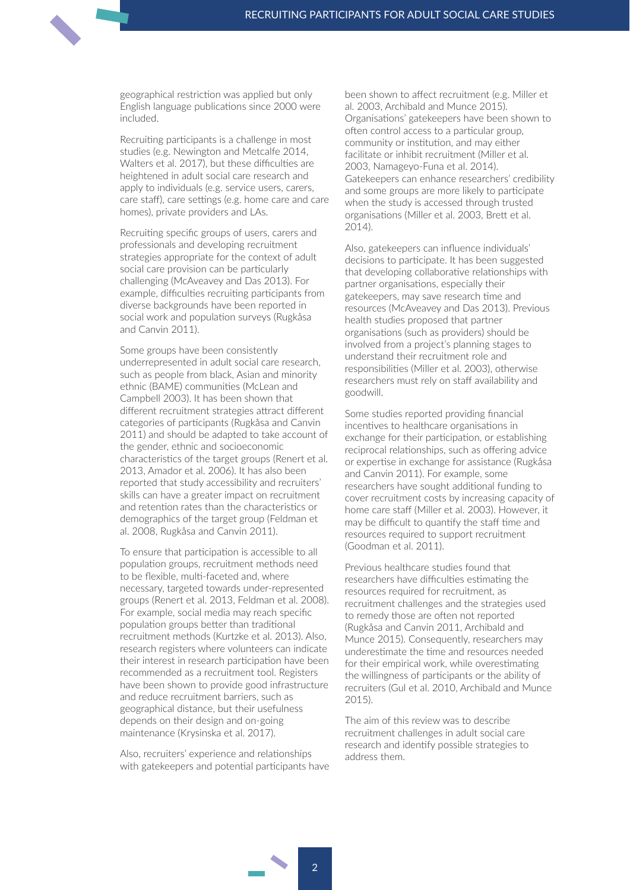geographical restriction was applied but only English language publications since 2000 were included.

Recruiting participants is a challenge in most studies (e.g. Newington and Metcalfe 2014, Walters et al. 2017), but these difficulties are heightened in adult social care research and apply to individuals (e.g. service users, carers, care staff), care settings (e.g. home care and care homes), private providers and LAs.

Recruiting specific groups of users, carers and professionals and developing recruitment strategies appropriate for the context of adult social care provision can be particularly challenging (McAveavey and Das 2013). For example, difficulties recruiting participants from diverse backgrounds have been reported in social work and population surveys (Rugkåsa and Canvin 2011).

Some groups have been consistently underrepresented in adult social care research, such as people from black, Asian and minority ethnic (BAME) communities (McLean and Campbell 2003). It has been shown that different recruitment strategies attract different categories of participants (Rugkåsa and Canvin 2011) and should be adapted to take account of the gender, ethnic and socioeconomic characteristics of the target groups (Renert et al. 2013, Amador et al. 2006). It has also been reported that study accessibility and recruiters' skills can have a greater impact on recruitment and retention rates than the characteristics or demographics of the target group (Feldman et al. 2008, Rugkåsa and Canvin 2011).

To ensure that participation is accessible to all population groups, recruitment methods need to be flexible, multi-faceted and, where necessary, targeted towards under-represented groups (Renert et al. 2013, Feldman et al. 2008). For example, social media may reach specific population groups better than traditional recruitment methods (Kurtzke et al. 2013). Also, research registers where volunteers can indicate their interest in research participation have been recommended as a recruitment tool. Registers have been shown to provide good infrastructure and reduce recruitment barriers, such as geographical distance, but their usefulness depends on their design and on-going maintenance (Krysinska et al. 2017).

Also, recruiters' experience and relationships with gatekeepers and potential participants have been shown to affect recruitment (e.g. Miller et al. 2003, Archibald and Munce 2015). Organisations' gatekeepers have been shown to often control access to a particular group, community or institution, and may either facilitate or inhibit recruitment (Miller et al. 2003, Namageyo-Funa et al. 2014). Gatekeepers can enhance researchers' credibility and some groups are more likely to participate when the study is accessed through trusted organisations (Miller et al. 2003, Brett et al. 2014).

Also, gatekeepers can influence individuals' decisions to participate. It has been suggested that developing collaborative relationships with partner organisations, especially their gatekeepers, may save research time and resources (McAveavey and Das 2013). Previous health studies proposed that partner organisations (such as providers) should be involved from a project's planning stages to understand their recruitment role and responsibilities (Miller et al. 2003), otherwise researchers must rely on staff availability and goodwill.

Some studies reported providing financial incentives to healthcare organisations in exchange for their participation, or establishing reciprocal relationships, such as offering advice or expertise in exchange for assistance (Rugkåsa and Canvin 2011). For example, some researchers have sought additional funding to cover recruitment costs by increasing capacity of home care staff (Miller et al. 2003). However, it may be difficult to quantify the staff time and resources required to support recruitment (Goodman et al. 2011).

Previous healthcare studies found that researchers have difficulties estimating the resources required for recruitment, as recruitment challenges and the strategies used to remedy those are often not reported (Rugkåsa and Canvin 2011, Archibald and Munce 2015). Consequently, researchers may underestimate the time and resources needed for their empirical work, while overestimating the willingness of participants or the ability of recruiters (Gul et al. 2010, Archibald and Munce 2015).

The aim of this review was to describe recruitment challenges in adult social care research and identify possible strategies to address them.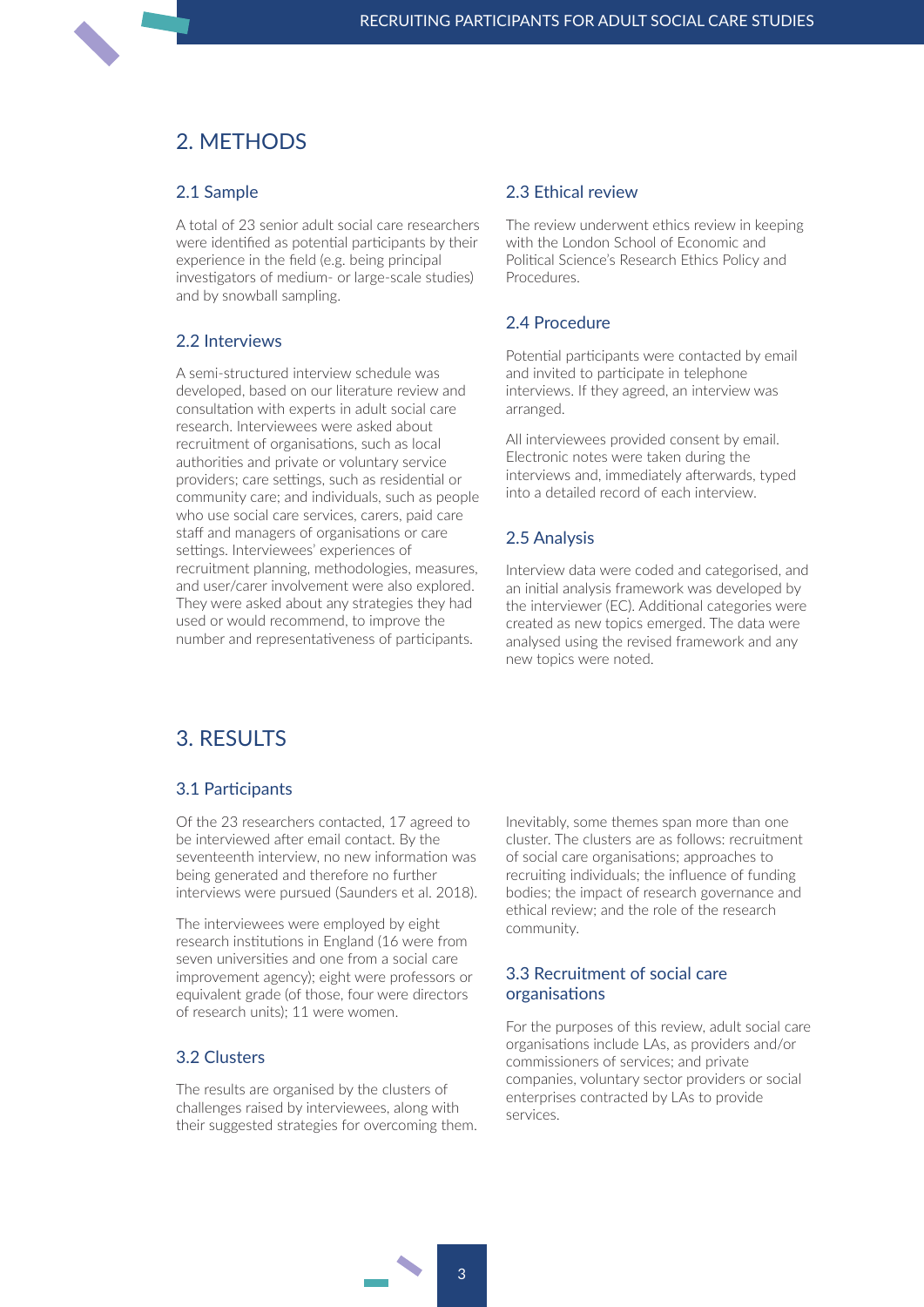# 2. METHODS

## 2.1 Sample

A total of 23 senior adult social care researchers were identified as potential participants by their experience in the field (e.g. being principal investigators of medium- or large-scale studies) and by snowball sampling.

## 2.2 Interviews

A semi-structured interview schedule was developed, based on our literature review and consultation with experts in adult social care research. Interviewees were asked about recruitment of organisations, such as local authorities and private or voluntary service providers; care settings, such as residential or community care; and individuals, such as people who use social care services, carers, paid care staff and managers of organisations or care settings. Interviewees' experiences of recruitment planning, methodologies, measures, and user/carer involvement were also explored. They were asked about any strategies they had used or would recommend, to improve the number and representativeness of participants.

## 2.3 Ethical review

The review underwent ethics review in keeping with the London School of Economic and Political Science's Research Ethics Policy and Procedures.

## 2.4 Procedure

Potential participants were contacted by email and invited to participate in telephone interviews. If they agreed, an interview was arranged.

All interviewees provided consent by email. Electronic notes were taken during the interviews and, immediately afterwards, typed into a detailed record of each interview.

## 2.5 Analysis

Interview data were coded and categorised, and an initial analysis framework was developed by the interviewer (EC). Additional categories were created as new topics emerged. The data were analysed using the revised framework and any new topics were noted.

# 3. RESULTS

## 3.1 Participants

Of the 23 researchers contacted, 17 agreed to be interviewed after email contact. By the seventeenth interview, no new information was being generated and therefore no further interviews were pursued (Saunders et al. 2018).

The interviewees were employed by eight research institutions in England (16 were from seven universities and one from a social care improvement agency); eight were professors or equivalent grade (of those, four were directors of research units); 11 were women.

## 3.2 Clusters

The results are organised by the clusters of challenges raised by interviewees, along with their suggested strategies for overcoming them. Inevitably, some themes span more than one cluster. The clusters are as follows: recruitment of social care organisations; approaches to recruiting individuals; the influence of funding bodies; the impact of research governance and ethical review; and the role of the research community.

## 3.3 Recruitment of social care organisations

For the purposes of this review, adult social care organisations include LAs, as providers and/or commissioners of services; and private companies, voluntary sector providers or social enterprises contracted by LAs to provide services.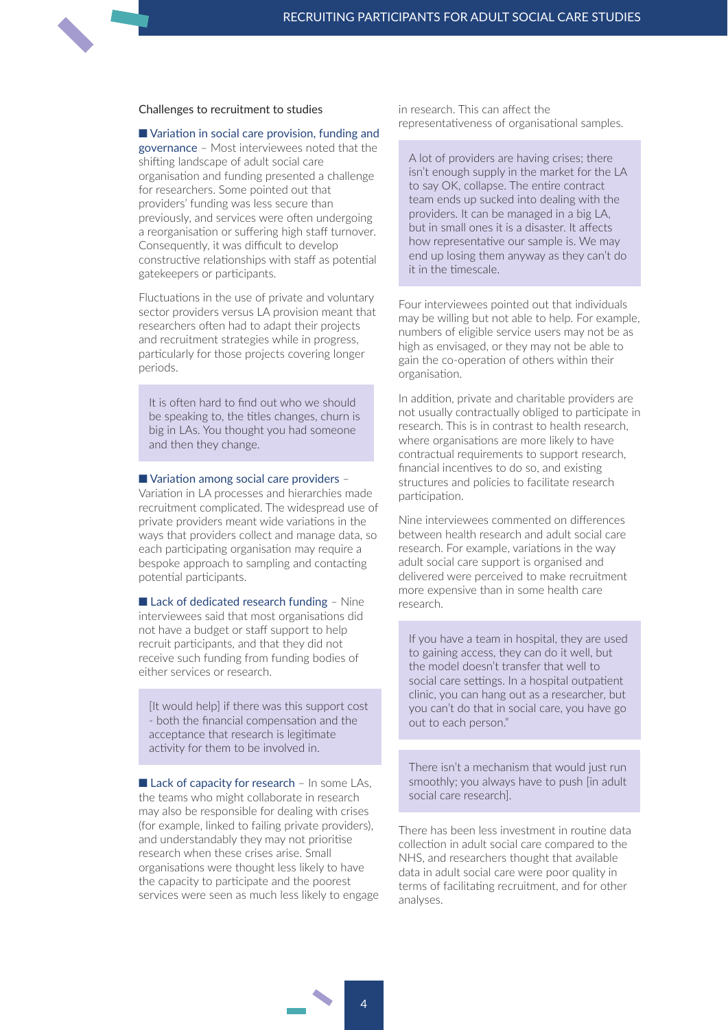Challenges to recruitment to studies

■ **Variation in social care provision, funding and governance** – Most interviewees noted that the shifting landscape of adult social care organisation and funding presented a challenge for researchers. Some pointed out that providers' funding was less secure than previously, and services were often undergoing a reorganisation or suffering high staff turnover. Consequently, it was difficult to develop constructive relationships with staff as potential gatekeepers or participants.

Fluctuations in the use of private and voluntary sector providers versus LA provision meant that researchers often had to adapt their projects and recruitment strategies while in progress, particularly for those projects covering longer periods.

> It is often hard to find out who we should be speaking to, the titles changes, churn is big in LAs. You thought you had someone and then they change.

■ **Variation among social care providers** – Variation in LA processes and hierarchies made recruitment complicated. The widespread use of private providers meant wide variations in the ways that providers collect and manage data, so each participating organisation may require a bespoke approach to sampling and contacting potential participants.

■ **Lack of dedicated research funding** – Nine interviewees said that most organisations did not have a budget or staff support to help recruit participants, and that they did not receive such funding from funding bodies of either services or research.

> [It would help] if there was this support cost - both the financial compensation and the acceptance that research is legitimate activity for them to be involved in.

■ **Lack of capacity for research** – In some LAs, the teams who might collaborate in research may also be responsible for dealing with crises (for example, linked to failing private providers), and understandably they may not prioritise research when these crises arise. Small organisations were thought less likely to have the capacity to participate and the poorest services were seen as much less likely to engage in research. This can affect the representativeness of organisational samples.

> A lot of providers are having crises; there isn't enough supply in the market for the LA to say OK, collapse. The entire contract team ends up sucked into dealing with the providers. It can be managed in a big LA, but in small ones it is a disaster. It affects how representative our sample is. We may end up losing them anyway as they can't do it in the timescale.

Four interviewees pointed out that individuals may be willing but not able to help. For example, numbers of eligible service users may not be as high as envisaged, or they may not be able to gain the co-operation of others within their organisation.

In addition, private and charitable providers are not usually contractually obliged to participate in research. This is in contrast to health research, where organisations are more likely to have contractual requirements to support research, financial incentives to do so, and existing structures and policies to facilitate research participation.

Nine interviewees commented on differences between health research and adult social care research. For example, variations in the way adult social care support is organised and delivered were perceived to make recruitment more expensive than in some health care research.

> If you have a team in hospital, they are used to gaining access, they can do it well, but the model doesn't transfer that well to social care settings. In a hospital outpatient clinic, you can hang out as a researcher, but you can't do that in social care, you have go out to each person."

> There isn't a mechanism that would just run smoothly; you always have to push [in adult social care research].

There has been less investment in routine data collection in adult social care compared to the NHS, and researchers thought that available data in adult social care were poor quality in terms of facilitating recruitment, and for other analyses.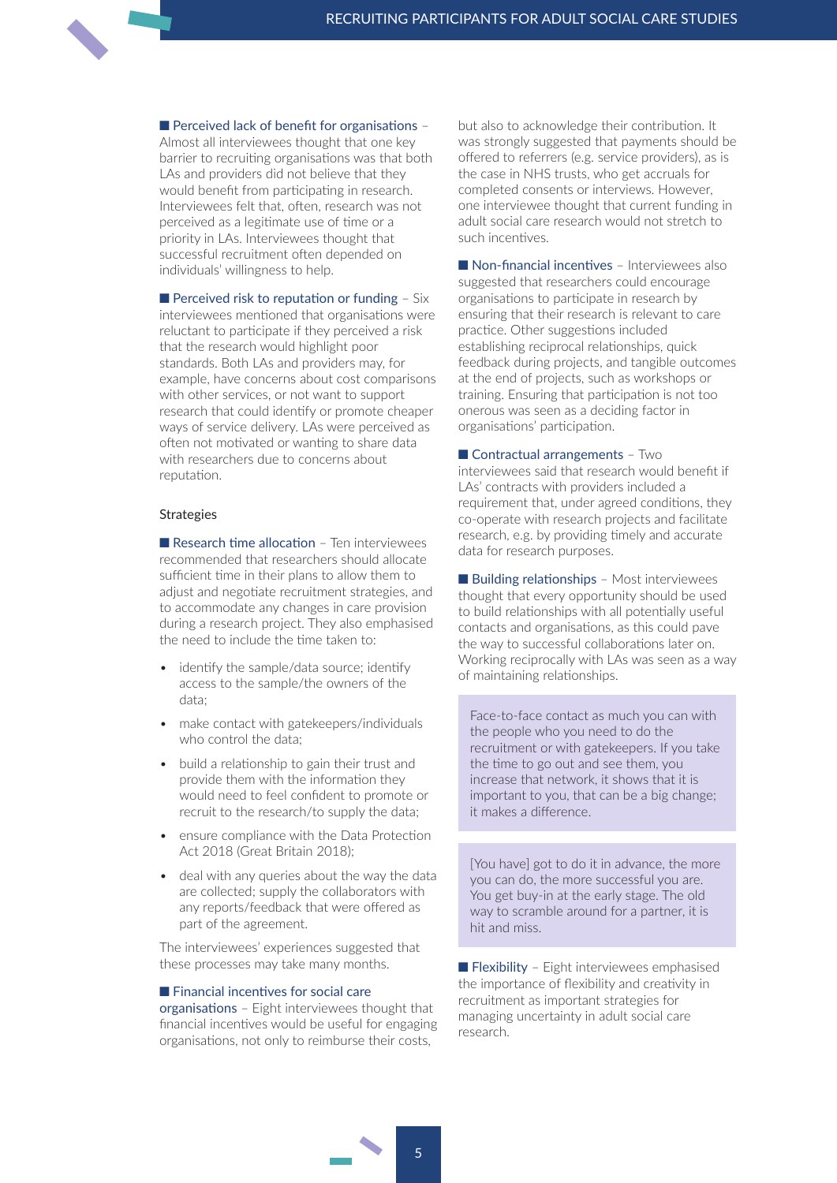■ **Perceived lack of benefit for organisations** – Almost all interviewees thought that one key barrier to recruiting organisations was that both LAs and providers did not believe that they would benefit from participating in research. Interviewees felt that, often, research was not perceived as a legitimate use of time or a priority in LAs. Interviewees thought that successful recruitment often depended on individuals' willingness to help.

■ **Perceived risk to reputation or funding** – Six interviewees mentioned that organisations were reluctant to participate if they perceived a risk that the research would highlight poor standards. Both LAs and providers may, for example, have concerns about cost comparisons with other services, or not want to support research that could identify or promote cheaper ways of service delivery. LAs were perceived as often not motivated or wanting to share data with researchers due to concerns about reputation.

### Strategies

■ **Research time allocation** – Ten interviewees recommended that researchers should allocate sufficient time in their plans to allow them to adjust and negotiate recruitment strategies, and to accommodate any changes in care provision during a research project. They also emphasised the need to include the time taken to:

- identify the sample/data source; identify access to the sample/the owners of the data;
- make contact with gatekeepers/individuals who control the data;
- build a relationship to gain their trust and provide them with the information they would need to feel confident to promote or recruit to the research/to supply the data;
- ensure compliance with the Data Protection Act 2018 (Great Britain 2018);
- deal with any queries about the way the data are collected; supply the collaborators with any reports/feedback that were offered as part of the agreement.

The interviewees' experiences suggested that these processes may take many months.

■ **Financial incentives for social care organisations** – Eight interviewees thought that financial incentives would be useful for engaging organisations, not only to reimburse their costs, but also to acknowledge their contribution. It was strongly suggested that payments should be offered to referrers (e.g. service providers), as is the case in NHS trusts, who get accruals for completed consents or interviews. However, one interviewee thought that current funding in adult social care research would not stretch to such incentives.

■ **Non-financial incentives** – Interviewees also suggested that researchers could encourage organisations to participate in research by ensuring that their research is relevant to care practice. Other suggestions included establishing reciprocal relationships, quick feedback during projects, and tangible outcomes at the end of projects, such as workshops or training. Ensuring that participation is not too onerous was seen as a deciding factor in organisations' participation.

■ **Contractual arrangements** – Two interviewees said that research would benefit if LAs' contracts with providers included a requirement that, under agreed conditions, they co-operate with research projects and facilitate research, e.g. by providing timely and accurate data for research purposes.

■ **Building relationships** – Most interviewees thought that every opportunity should be used to build relationships with all potentially useful contacts and organisations, as this could pave the way to successful collaborations later on. Working reciprocally with LAs was seen as a way of maintaining relationships.

> Face-to-face contact as much you can with the people who you need to do the recruitment or with gatekeepers. If you take the time to go out and see them, you increase that network, it shows that it is important to you, that can be a big change; it makes a difference.

> [You have] got to do it in advance, the more you can do, the more successful you are. You get buy-in at the early stage. The old way to scramble around for a partner, it is hit and miss.

■ **Flexibility** – Eight interviewees emphasised the importance of flexibility and creativity in recruitment as important strategies for managing uncertainty in adult social care research.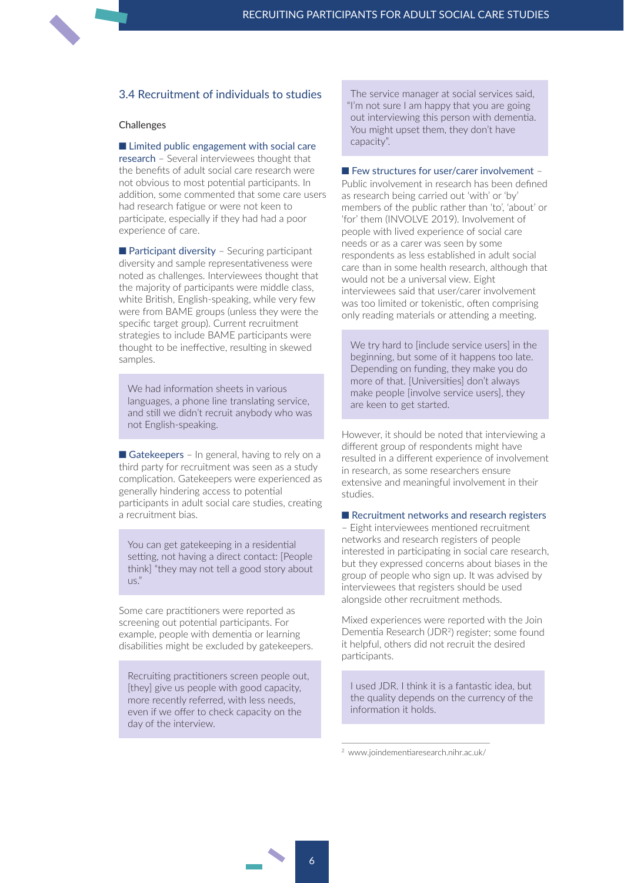## 3.4 Recruitment of individuals to studies

### Challenges

**Limited public engagement with social care research** – Several interviewees thought that the benefits of adult social care research were not obvious to most potential participants. In addition, some commented that some care users had research fatigue or were not keen to participate, especially if they had had a poor experience of care.

**Participant diversity** – Securing participant diversity and sample representativeness were noted as challenges. Interviewees thought that the majority of participants were middle class, white British, English-speaking, while very few were from BAME groups (unless they were the specific target group). Current recruitment strategies to include BAME participants were thought to be ineffective, resulting in skewed samples.

> We had information sheets in various languages, a phone line translating service, and still we didn't recruit anybody who was not English-speaking.

**Gatekeepers** – In general, having to rely on a third party for recruitment was seen as a study complication. Gatekeepers were experienced as generally hindering access to potential participants in adult social care studies, creating a recruitment bias.

> You can get gatekeeping in a residential setting, not having a direct contact: [People think] "they may not tell a good story about us."

Some care practitioners were reported as screening out potential participants. For example, people with dementia or learning disabilities might be excluded by gatekeepers.

> Recruiting practitioners screen people out, [they] give us people with good capacity, more recently referred, with less needs, even if we offer to check capacity on the day of the interview.

> The service manager at social services said, "I'm not sure I am happy that you are going out interviewing this person with dementia. You might upset them, they don't have capacity".

**Few structures for user/carer involvement** – Public involvement in research has been defined as research being carried out 'with' or 'by' members of the public rather than 'to', 'about' or 'for' them (INVOLVE 2019). Involvement of people with lived experience of social care needs or as a carer was seen by some respondents as less established in adult social care than in some health research, although that would not be a universal view. Eight interviewees said that user/carer involvement was too limited or tokenistic, often comprising only reading materials or attending a meeting.

> We try hard to [include service users] in the beginning, but some of it happens too late. Depending on funding, they make you do more of that. [Universities] don't always make people [involve service users], they are keen to get started.

However, it should be noted that interviewing a different group of respondents might have resulted in a different experience of involvement in research, as some researchers ensure extensive and meaningful involvement in their studies.

**Recruitment networks and research registers** – Eight interviewees mentioned recruitment networks and research registers of people interested in participating in social care research, but they expressed concerns about biases in the group of people who sign up. It was advised by interviewees that registers should be used alongside other recruitment methods.

Mixed experiences were reported with the Join Dementia Research (JDR[2]) register; some found it helpful, others did not recruit the desired participants.

> I used JDR. I think it is a fantastic idea, but the quality depends on the currency of the information it holds.

---

[2] www.joindementiaresearch.nihr.ac.uk/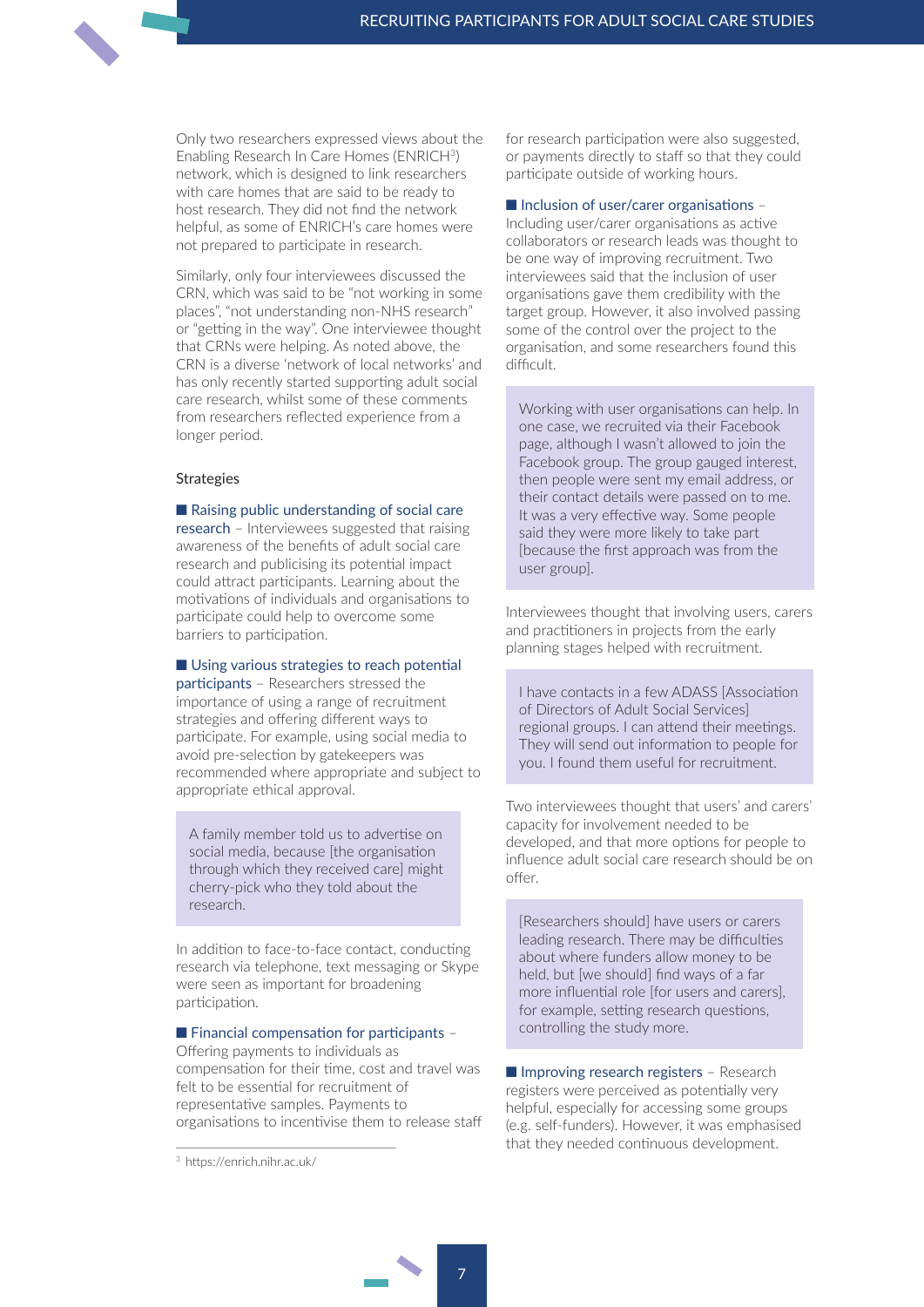Only two researchers expressed views about the Enabling Research In Care Homes (ENRICH[3]) network, which is designed to link researchers with care homes that are said to be ready to host research. They did not find the network helpful, as some of ENRICH's care homes were not prepared to participate in research.

Similarly, only four interviewees discussed the CRN, which was said to be "not working in some places", "not understanding non-NHS research" or "getting in the way". One interviewee thought that CRNs were helping. As noted above, the CRN is a diverse 'network of local networks' and has only recently started supporting adult social care research, whilst some of these comments from researchers reflected experience from a longer period.

### Strategies

■ **Raising public understanding of social care research** – Interviewees suggested that raising awareness of the benefits of adult social care research and publicising its potential impact could attract participants. Learning about the motivations of individuals and organisations to participate could help to overcome some barriers to participation.

■ **Using various strategies to reach potential participants** – Researchers stressed the importance of using a range of recruitment strategies and offering different ways to participate. For example, using social media to avoid pre-selection by gatekeepers was recommended where appropriate and subject to appropriate ethical approval.

> A family member told us to advertise on social media, because [the organisation through which they received care] might cherry-pick who they told about the research.

In addition to face-to-face contact, conducting research via telephone, text messaging or Skype were seen as important for broadening participation.

■ **Financial compensation for participants** – Offering payments to individuals as compensation for their time, cost and travel was felt to be essential for recruitment of representative samples. Payments to organisations to incentivise them to release staff for research participation were also suggested, or payments directly to staff so that they could participate outside of working hours.

■ **Inclusion of user/carer organisations** – Including user/carer organisations as active collaborators or research leads was thought to be one way of improving recruitment. Two interviewees said that the inclusion of user organisations gave them credibility with the target group. However, it also involved passing some of the control over the project to the organisation, and some researchers found this difficult.

> Working with user organisations can help. In one case, we recruited via their Facebook page, although I wasn't allowed to join the Facebook group. The group gauged interest, then people were sent my email address, or their contact details were passed on to me. It was a very effective way. Some people said they were more likely to take part [because the first approach was from the user group].

Interviewees thought that involving users, carers and practitioners in projects from the early planning stages helped with recruitment.

> I have contacts in a few ADASS [Association of Directors of Adult Social Services] regional groups. I can attend their meetings. They will send out information to people for you. I found them useful for recruitment.

Two interviewees thought that users' and carers' capacity for involvement needed to be developed, and that more options for people to influence adult social care research should be on offer.

> [Researchers should] have users or carers leading research. There may be difficulties about where funders allow money to be held, but [we should] find ways of a far more influential role [for users and carers], for example, setting research questions, controlling the study more.

■ **Improving research registers** – Research registers were perceived as potentially very helpful, especially for accessing some groups (e.g. self-funders). However, it was emphasised that they needed continuous development.

---

[3] https://enrich.nihr.ac.uk/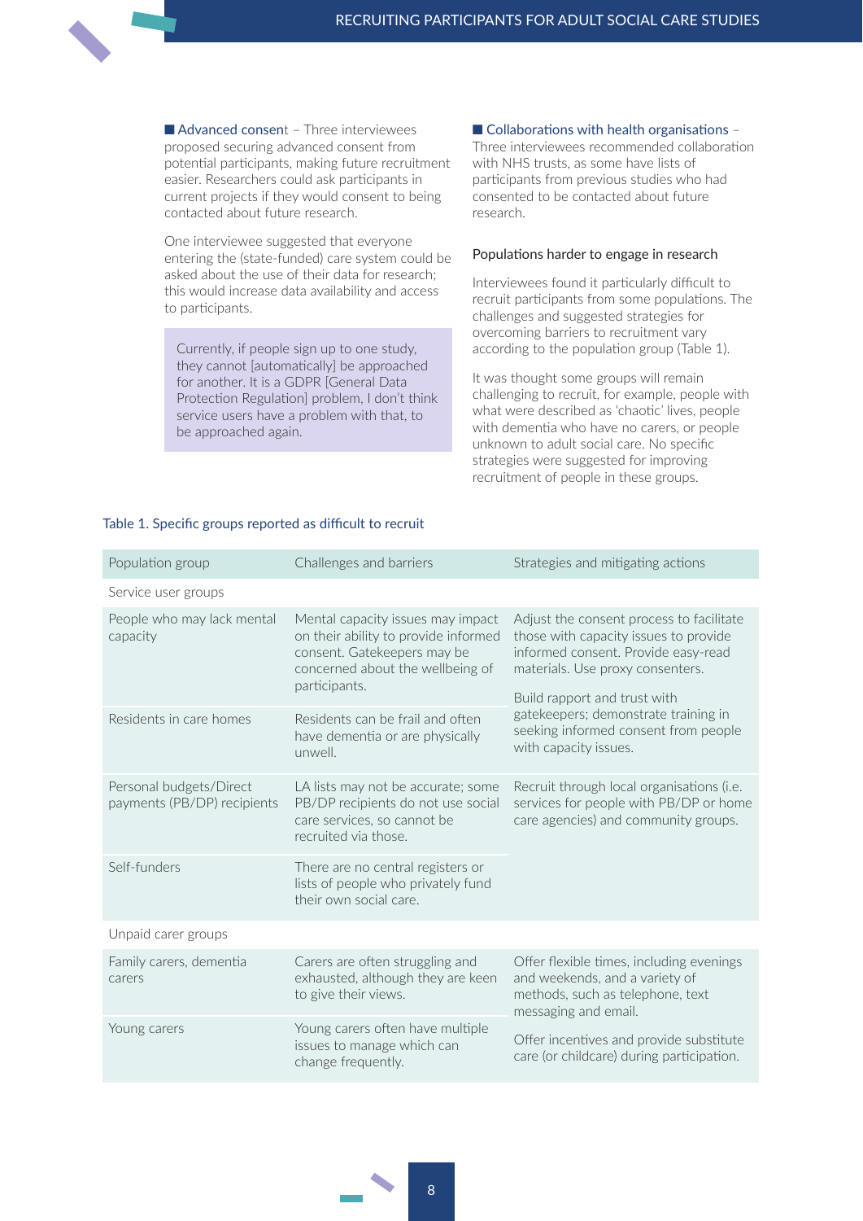■ Advanced consent – Three interviewees proposed securing advanced consent from potential participants, making future recruitment easier. Researchers could ask participants in current projects if they would consent to being contacted about future research.

One interviewee suggested that everyone entering the (state-funded) care system could be asked about the use of their data for research; this would increase data availability and access to participants.

> Currently, if people sign up to one study, they cannot [automatically] be approached for another. It is a GDPR [General Data Protection Regulation] problem, I don't think service users have a problem with that, to be approached again.

■ Collaborations with health organisations – Three interviewees recommended collaboration with NHS trusts, as some have lists of participants from previous studies who had consented to be contacted about future research.

### Populations harder to engage in research

Interviewees found it particularly difficult to recruit participants from some populations. The challenges and suggested strategies for overcoming barriers to recruitment vary according to the population group (Table 1).

It was thought some groups will remain challenging to recruit, for example, people with what were described as 'chaotic' lives, people with dementia who have no carers, or people unknown to adult social care. No specific strategies were suggested for improving recruitment of people in these groups.

Table 1. Specific groups reported as difficult to recruit

| Population group | Challenges and barriers | Strategies and mitigating actions |
|---|---|---|
| Service user groups | | |
| People who may lack mental capacity | Mental capacity issues may impact on their ability to provide informed consent. Gatekeepers may be concerned about the wellbeing of participants. | Adjust the consent process to facilitate those with capacity issues to provide informed consent. Provide easy-read materials. Use proxy consenters. Build rapport and trust with gatekeepers; demonstrate training in seeking informed consent from people with capacity issues. |
| Residents in care homes | Residents can be frail and often have dementia or are physically unwell. | |
| Personal budgets/Direct payments (PB/DP) recipients | LA lists may not be accurate; some PB/DP recipients do not use social care services, so cannot be recruited via those. | Recruit through local organisations (i.e. services for people with PB/DP or home care agencies) and community groups. |
| Self-funders | There are no central registers or lists of people who privately fund their own social care. | |
| Unpaid carer groups | | |
| Family carers, dementia carers | Carers are often struggling and exhausted, although they are keen to give their views. | Offer flexible times, including evenings and weekends, and a variety of methods, such as telephone, text messaging and email. Offer incentives and provide substitute care (or childcare) during participation. |
| Young carers | Young carers often have multiple issues to manage which can change frequently. | |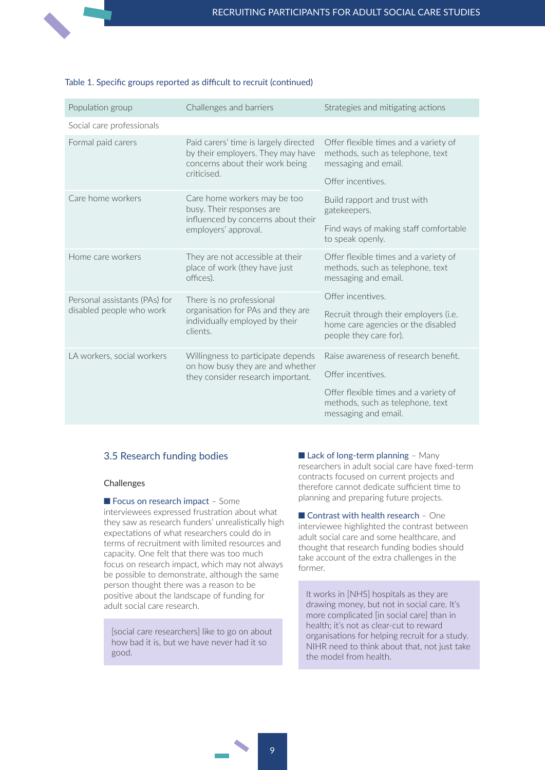Table 1. Specific groups reported as difficult to recruit (continued)

| Population group | Challenges and barriers | Strategies and mitigating actions |
|---|---|---|
| Social care professionals | | |
| Formal paid carers | Paid carers' time is largely directed by their employers. They may have concerns about their work being criticised. | Offer flexible times and a variety of methods, such as telephone, text messaging and email.<br><br>Offer incentives. |
| Care home workers | Care home workers may be too busy. Their responses are influenced by concerns about their employers' approval. | Build rapport and trust with gatekeepers.<br><br>Find ways of making staff comfortable to speak openly. |
| Home care workers | They are not accessible at their place of work (they have just offices). | Offer flexible times and a variety of methods, such as telephone, text messaging and email. |
| Personal assistants (PAs) for disabled people who work | There is no professional organisation for PAs and they are individually employed by their clients. | Offer incentives.<br><br>Recruit through their employers (i.e. home care agencies or the disabled people they care for). |
| LA workers, social workers | Willingness to participate depends on how busy they are and whether they consider research important. | Raise awareness of research benefit.<br><br>Offer incentives.<br><br>Offer flexible times and a variety of methods, such as telephone, text messaging and email. |

## 3.5 Research funding bodies

### Challenges

■ **Focus on research impact** – Some interviewees expressed frustration about what they saw as research funders' unrealistically high expectations of what researchers could do in terms of recruitment with limited resources and capacity. One felt that there was too much focus on research impact, which may not always be possible to demonstrate, although the same person thought there was a reason to be positive about the landscape of funding for adult social care research.

> [social care researchers] like to go on about how bad it is, but we have never had it so good.

■ **Lack of long-term planning** – Many researchers in adult social care have fixed-term contracts focused on current projects and therefore cannot dedicate sufficient time to planning and preparing future projects.

■ **Contrast with health research** – One interviewee highlighted the contrast between adult social care and some healthcare, and thought that research funding bodies should take account of the extra challenges in the former.

> It works in [NHS] hospitals as they are drawing money, but not in social care. It's more complicated [in social care] than in health; it's not as clear-cut to reward organisations for helping recruit for a study. NIHR need to think about that, not just take the model from health.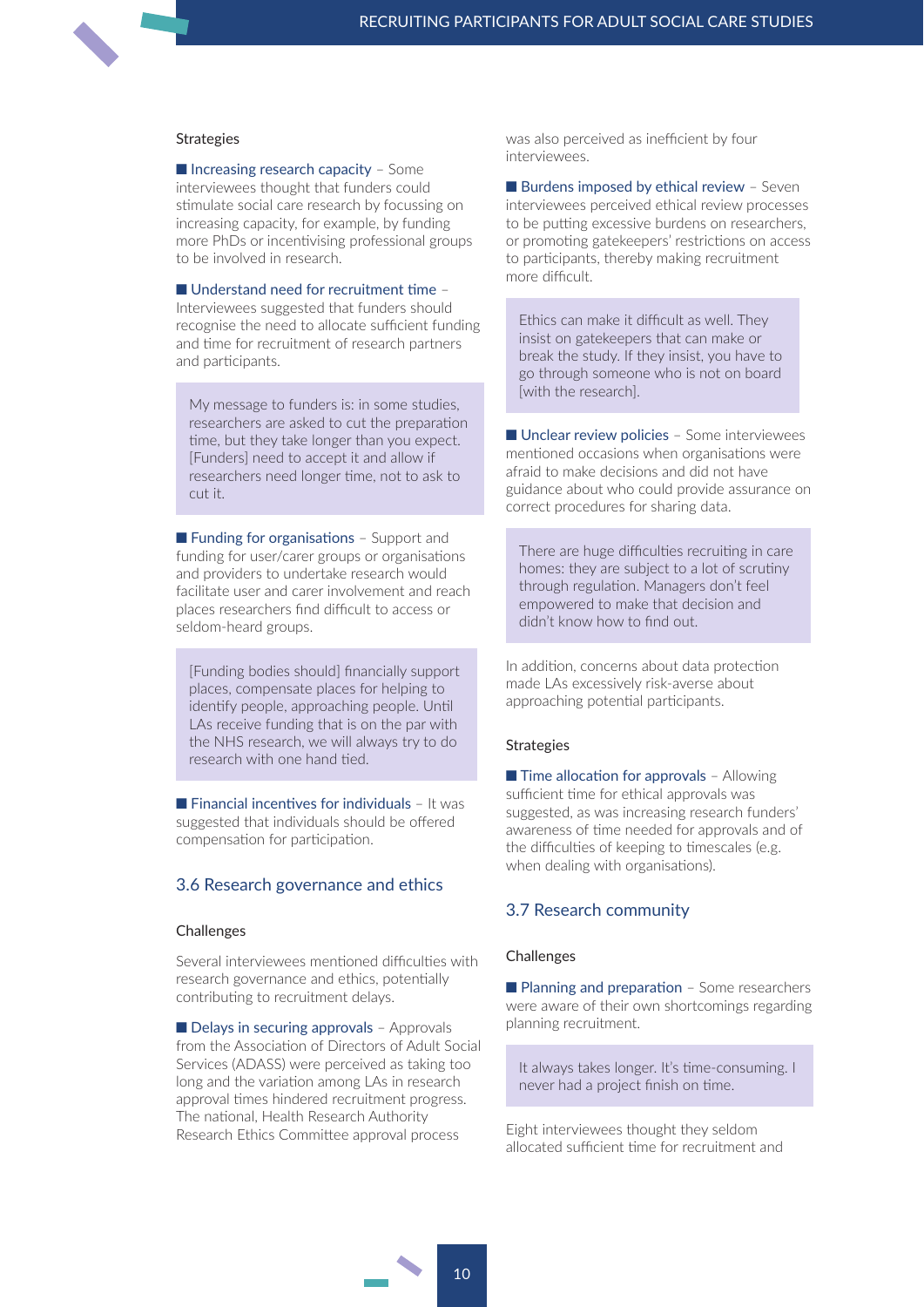Strategies

- **Increasing research capacity** – Some interviewees thought that funders could stimulate social care research by focussing on increasing capacity, for example, by funding more PhDs or incentivising professional groups to be involved in research.

- **Understand need for recruitment time** – Interviewees suggested that funders should recognise the need to allocate sufficient funding and time for recruitment of research partners and participants.

> My message to funders is: in some studies, researchers are asked to cut the preparation time, but they take longer than you expect. [Funders] need to accept it and allow if researchers need longer time, not to ask to cut it.

- **Funding for organisations** – Support and funding for user/carer groups or organisations and providers to undertake research would facilitate user and carer involvement and reach places researchers find difficult to access or seldom-heard groups.

> [Funding bodies should] financially support places, compensate places for helping to identify people, approaching people. Until LAs receive funding that is on the par with the NHS research, we will always try to do research with one hand tied.

- **Financial incentives for individuals** – It was suggested that individuals should be offered compensation for participation.

## 3.6 Research governance and ethics

Challenges

Several interviewees mentioned difficulties with research governance and ethics, potentially contributing to recruitment delays.

- **Delays in securing approvals** – Approvals from the Association of Directors of Adult Social Services (ADASS) were perceived as taking too long and the variation among LAs in research approval times hindered recruitment progress. The national, Health Research Authority Research Ethics Committee approval process was also perceived as inefficient by four interviewees.

- **Burdens imposed by ethical review** – Seven interviewees perceived ethical review processes to be putting excessive burdens on researchers, or promoting gatekeepers' restrictions on access to participants, thereby making recruitment more difficult.

> Ethics can make it difficult as well. They insist on gatekeepers that can make or break the study. If they insist, you have to go through someone who is not on board [with the research].

- **Unclear review policies** – Some interviewees mentioned occasions when organisations were afraid to make decisions and did not have guidance about who could provide assurance on correct procedures for sharing data.

> There are huge difficulties recruiting in care homes: they are subject to a lot of scrutiny through regulation. Managers don't feel empowered to make that decision and didn't know how to find out.

In addition, concerns about data protection made LAs excessively risk-averse about approaching potential participants.

Strategies

- **Time allocation for approvals** – Allowing sufficient time for ethical approvals was suggested, as was increasing research funders' awareness of time needed for approvals and of the difficulties of keeping to timescales (e.g. when dealing with organisations).

## 3.7 Research community

Challenges

- **Planning and preparation** – Some researchers were aware of their own shortcomings regarding planning recruitment.

> It always takes longer. It's time-consuming. I never had a project finish on time.

Eight interviewees thought they seldom allocated sufficient time for recruitment and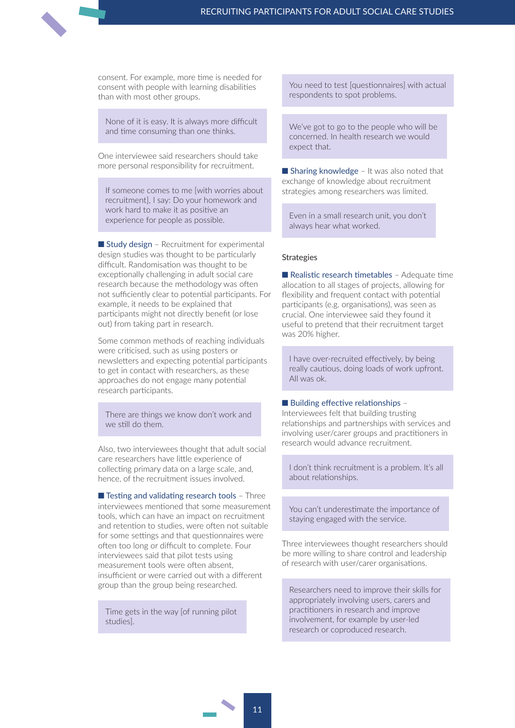consent. For example, more time is needed for consent with people with learning disabilities than with most other groups.

> None of it is easy. It is always more difficult and time consuming than one thinks.

One interviewee said researchers should take more personal responsibility for recruitment.

> If someone comes to me [with worries about recruitment], I say: Do your homework and work hard to make it as positive an experience for people as possible.

- **Study design** – Recruitment for experimental design studies was thought to be particularly difficult. Randomisation was thought to be exceptionally challenging in adult social care research because the methodology was often not sufficiently clear to potential participants. For example, it needs to be explained that participants might not directly benefit (or lose out) from taking part in research.

Some common methods of reaching individuals were criticised, such as using posters or newsletters and expecting potential participants to get in contact with researchers, as these approaches do not engage many potential research participants.

> There are things we know don't work and we still do them.

Also, two interviewees thought that adult social care researchers have little experience of collecting primary data on a large scale, and, hence, of the recruitment issues involved.

- **Testing and validating research tools** – Three interviewees mentioned that some measurement tools, which can have an impact on recruitment and retention to studies, were often not suitable for some settings and that questionnaires were often too long or difficult to complete. Four interviewees said that pilot tests using measurement tools were often absent, insufficient or were carried out with a different group than the group being researched.

> Time gets in the way [of running pilot studies].

> You need to test [questionnaires] with actual respondents to spot problems.

> We've got to go to the people who will be concerned. In health research we would expect that.

- **Sharing knowledge** – It was also noted that exchange of knowledge about recruitment strategies among researchers was limited.

> Even in a small research unit, you don't always hear what worked.

Strategies

- **Realistic research timetables** – Adequate time allocation to all stages of projects, allowing for flexibility and frequent contact with potential participants (e.g. organisations), was seen as crucial. One interviewee said they found it useful to pretend that their recruitment target was 20% higher.

> I have over-recruited effectively, by being really cautious, doing loads of work upfront. All was ok.

- **Building effective relationships** – Interviewees felt that building trusting relationships and partnerships with services and involving user/carer groups and practitioners in research would advance recruitment.

> I don't think recruitment is a problem. It's all about relationships.

> You can't underestimate the importance of staying engaged with the service.

Three interviewees thought researchers should be more willing to share control and leadership of research with user/carer organisations.

> Researchers need to improve their skills for appropriately involving users, carers and practitioners in research and improve involvement, for example by user-led research or coproduced research.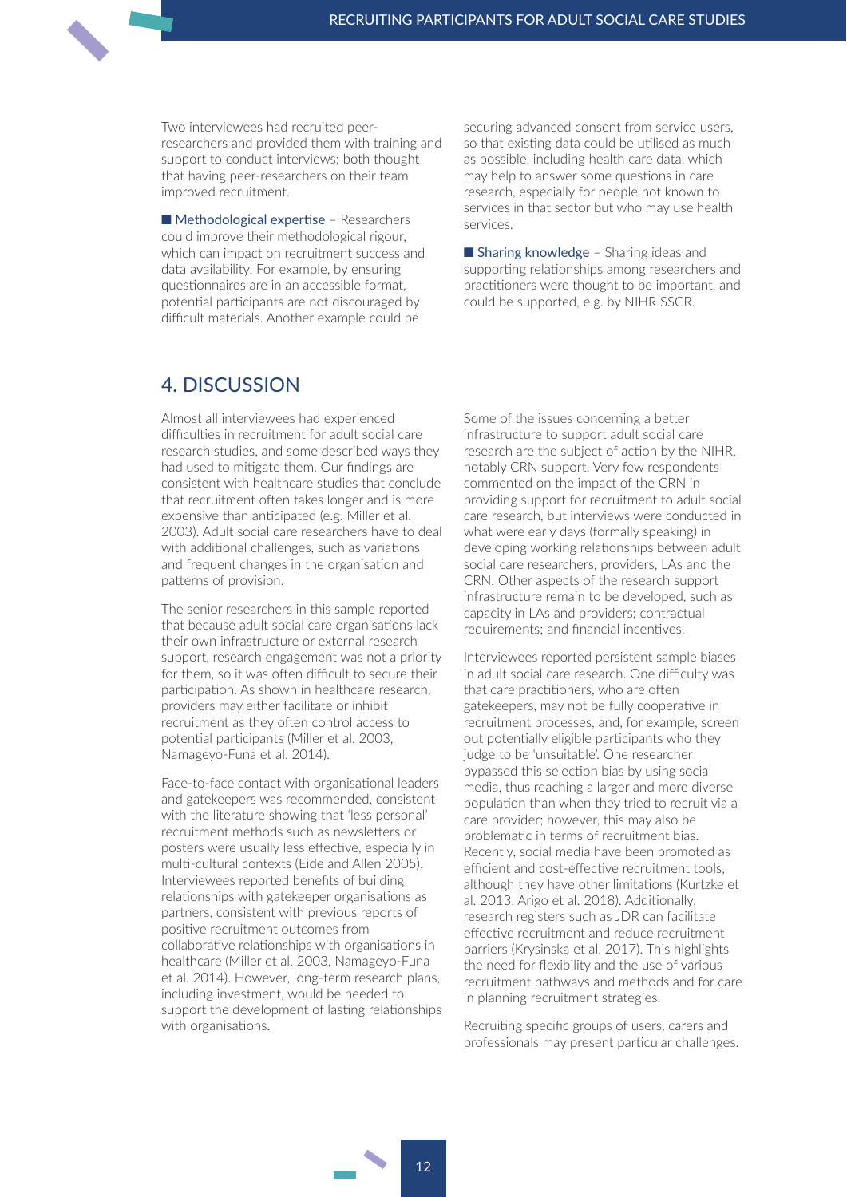Two interviewees had recruited peer-researchers and provided them with training and support to conduct interviews; both thought that having peer-researchers on their team improved recruitment.

- **Methodological expertise** – Researchers could improve their methodological rigour, which can impact on recruitment success and data availability. For example, by ensuring questionnaires are in an accessible format, potential participants are not discouraged by difficult materials. Another example could be securing advanced consent from service users, so that existing data could be utilised as much as possible, including health care data, which may help to answer some questions in care research, especially for people not known to services in that sector but who may use health services.

- **Sharing knowledge** – Sharing ideas and supporting relationships among researchers and practitioners were thought to be important, and could be supported, e.g. by NIHR SSCR.

## 4. DISCUSSION

Almost all interviewees had experienced difficulties in recruitment for adult social care research studies, and some described ways they had used to mitigate them. Our findings are consistent with healthcare studies that conclude that recruitment often takes longer and is more expensive than anticipated (e.g. Miller et al. 2003). Adult social care researchers have to deal with additional challenges, such as variations and frequent changes in the organisation and patterns of provision.

The senior researchers in this sample reported that because adult social care organisations lack their own infrastructure or external research support, research engagement was not a priority for them, so it was often difficult to secure their participation. As shown in healthcare research, providers may either facilitate or inhibit recruitment as they often control access to potential participants (Miller et al. 2003, Namageyo-Funa et al. 2014).

Face-to-face contact with organisational leaders and gatekeepers was recommended, consistent with the literature showing that 'less personal' recruitment methods such as newsletters or posters were usually less effective, especially in multi-cultural contexts (Eide and Allen 2005). Interviewees reported benefits of building relationships with gatekeeper organisations as partners, consistent with previous reports of positive recruitment outcomes from collaborative relationships with organisations in healthcare (Miller et al. 2003, Namageyo-Funa et al. 2014). However, long-term research plans, including investment, would be needed to support the development of lasting relationships with organisations.

Some of the issues concerning a better infrastructure to support adult social care research are the subject of action by the NIHR, notably CRN support. Very few respondents commented on the impact of the CRN in providing support for recruitment to adult social care research, but interviews were conducted in what were early days (formally speaking) in developing working relationships between adult social care researchers, providers, LAs and the CRN. Other aspects of the research support infrastructure remain to be developed, such as capacity in LAs and providers; contractual requirements; and financial incentives.

Interviewees reported persistent sample biases in adult social care research. One difficulty was that care practitioners, who are often gatekeepers, may not be fully cooperative in recruitment processes, and, for example, screen out potentially eligible participants who they judge to be 'unsuitable'. One researcher bypassed this selection bias by using social media, thus reaching a larger and more diverse population than when they tried to recruit via a care provider; however, this may also be problematic in terms of recruitment bias. Recently, social media have been promoted as efficient and cost-effective recruitment tools, although they have other limitations (Kurtzke et al. 2013, Arigo et al. 2018). Additionally, research registers such as JDR can facilitate effective recruitment and reduce recruitment barriers (Krysinska et al. 2017). This highlights the need for flexibility and the use of various recruitment pathways and methods and for care in planning recruitment strategies.

Recruiting specific groups of users, carers and professionals may present particular challenges.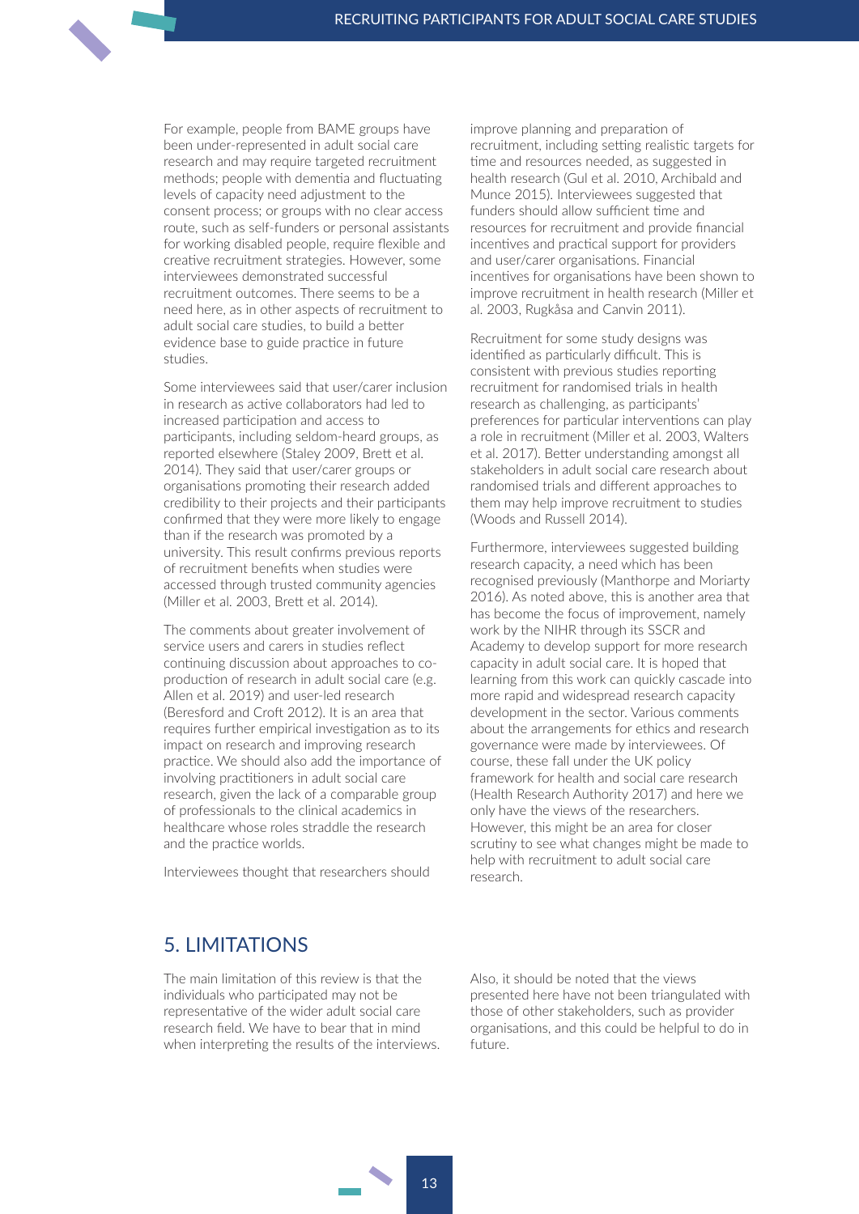For example, people from BAME groups have been under-represented in adult social care research and may require targeted recruitment methods; people with dementia and fluctuating levels of capacity need adjustment to the consent process; or groups with no clear access route, such as self-funders or personal assistants for working disabled people, require flexible and creative recruitment strategies. However, some interviewees demonstrated successful recruitment outcomes. There seems to be a need here, as in other aspects of recruitment to adult social care studies, to build a better evidence base to guide practice in future studies.

Some interviewees said that user/carer inclusion in research as active collaborators had led to increased participation and access to participants, including seldom-heard groups, as reported elsewhere (Staley 2009, Brett et al. 2014). They said that user/carer groups or organisations promoting their research added credibility to their projects and their participants confirmed that they were more likely to engage than if the research was promoted by a university. This result confirms previous reports of recruitment benefits when studies were accessed through trusted community agencies (Miller et al. 2003, Brett et al. 2014).

The comments about greater involvement of service users and carers in studies reflect continuing discussion about approaches to co-production of research in adult social care (e.g. Allen et al. 2019) and user-led research (Beresford and Croft 2012). It is an area that requires further empirical investigation as to its impact on research and improving research practice. We should also add the importance of involving practitioners in adult social care research, given the lack of a comparable group of professionals to the clinical academics in healthcare whose roles straddle the research and the practice worlds.

Interviewees thought that researchers should improve planning and preparation of recruitment, including setting realistic targets for time and resources needed, as suggested in health research (Gul et al. 2010, Archibald and Munce 2015). Interviewees suggested that funders should allow sufficient time and resources for recruitment and provide financial incentives and practical support for providers and user/carer organisations. Financial incentives for organisations have been shown to improve recruitment in health research (Miller et al. 2003, Rugkåsa and Canvin 2011).

Recruitment for some study designs was identified as particularly difficult. This is consistent with previous studies reporting recruitment for randomised trials in health research as challenging, as participants' preferences for particular interventions can play a role in recruitment (Miller et al. 2003, Walters et al. 2017). Better understanding amongst all stakeholders in adult social care research about randomised trials and different approaches to them may help improve recruitment to studies (Woods and Russell 2014).

Furthermore, interviewees suggested building research capacity, a need which has been recognised previously (Manthorpe and Moriarty 2016). As noted above, this is another area that has become the focus of improvement, namely work by the NIHR through its SSCR and Academy to develop support for more research capacity in adult social care. It is hoped that learning from this work can quickly cascade into more rapid and widespread research capacity development in the sector. Various comments about the arrangements for ethics and research governance were made by interviewees. Of course, these fall under the UK policy framework for health and social care research (Health Research Authority 2017) and here we only have the views of the researchers. However, this might be an area for closer scrutiny to see what changes might be made to help with recruitment to adult social care research.

## 5. LIMITATIONS

The main limitation of this review is that the individuals who participated may not be representative of the wider adult social care research field. We have to bear that in mind when interpreting the results of the interviews.

Also, it should be noted that the views presented here have not been triangulated with those of other stakeholders, such as provider organisations, and this could be helpful to do in future.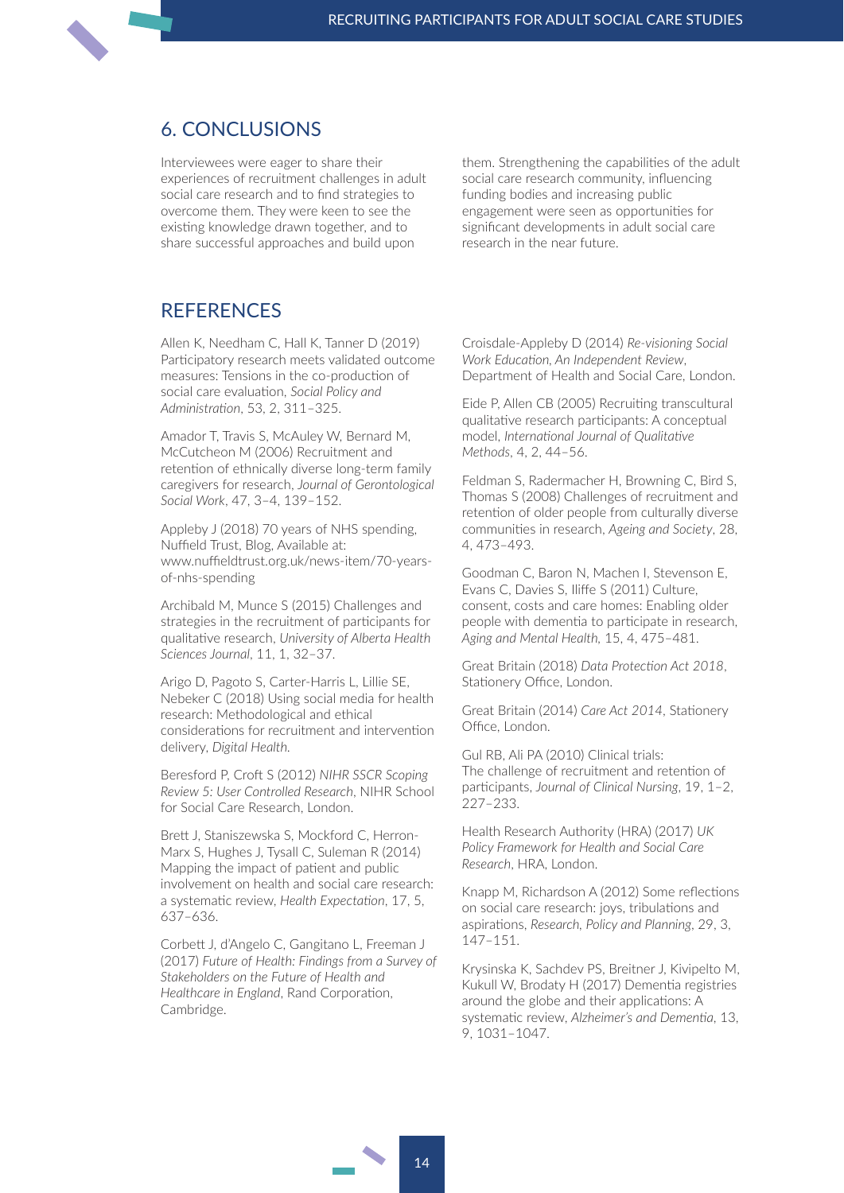## 6. CONCLUSIONS

Interviewees were eager to share their experiences of recruitment challenges in adult social care research and to find strategies to overcome them. They were keen to see the existing knowledge drawn together, and to share successful approaches and build upon them. Strengthening the capabilities of the adult social care research community, influencing funding bodies and increasing public engagement were seen as opportunities for significant developments in adult social care research in the near future.

## REFERENCES

Allen K, Needham C, Hall K, Tanner D (2019) Participatory research meets validated outcome measures: Tensions in the co-production of social care evaluation, *Social Policy and Administration*, 53, 2, 311–325.

Amador T, Travis S, McAuley W, Bernard M, McCutcheon M (2006) Recruitment and retention of ethnically diverse long-term family caregivers for research, *Journal of Gerontological Social Work*, 47, 3–4, 139–152.

Appleby J (2018) 70 years of NHS spending, Nuffield Trust, Blog, Available at: www.nuffieldtrust.org.uk/news-item/70-years-of-nhs-spending

Archibald M, Munce S (2015) Challenges and strategies in the recruitment of participants for qualitative research, *University of Alberta Health Sciences Journal*, 11, 1, 32–37.

Arigo D, Pagoto S, Carter-Harris L, Lillie SE, Nebeker C (2018) Using social media for health research: Methodological and ethical considerations for recruitment and intervention delivery, *Digital Health.*

Beresford P, Croft S (2012) *NIHR SSCR Scoping Review 5: User Controlled Research*, NIHR School for Social Care Research, London.

Brett J, Staniszewska S, Mockford C, Herron-Marx S, Hughes J, Tysall C, Suleman R (2014) Mapping the impact of patient and public involvement on health and social care research: a systematic review, *Health Expectation*, 17, 5, 637–636.

Corbett J, d'Angelo C, Gangitano L, Freeman J (2017) *Future of Health: Findings from a Survey of Stakeholders on the Future of Health and Healthcare in England*, Rand Corporation, Cambridge.

Croisdale-Appleby D (2014) *Re-visioning Social Work Education, An Independent Review*, Department of Health and Social Care, London.

Eide P, Allen CB (2005) Recruiting transcultural qualitative research participants: A conceptual model, *International Journal of Qualitative Methods*, 4, 2, 44–56.

Feldman S, Radermacher H, Browning C, Bird S, Thomas S (2008) Challenges of recruitment and retention of older people from culturally diverse communities in research, *Ageing and Society*, 28, 4, 473–493.

Goodman C, Baron N, Machen I, Stevenson E, Evans C, Davies S, Iliffe S (2011) Culture, consent, costs and care homes: Enabling older people with dementia to participate in research, *Aging and Mental Health*, 15, 4, 475–481.

Great Britain (2018) *Data Protection Act 2018*, Stationery Office, London.

Great Britain (2014) *Care Act 2014*, Stationery Office, London.

Gul RB, Ali PA (2010) Clinical trials: The challenge of recruitment and retention of participants, *Journal of Clinical Nursing*, 19, 1–2, 227–233.

Health Research Authority (HRA) (2017) *UK Policy Framework for Health and Social Care Research*, HRA, London.

Knapp M, Richardson A (2012) Some reflections on social care research: joys, tribulations and aspirations, *Research, Policy and Planning*, 29, 3, 147–151.

Krysinska K, Sachdev PS, Breitner J, Kivipelto M, Kukull W, Brodaty H (2017) Dementia registries around the globe and their applications: A systematic review, *Alzheimer's and Dementia*, 13, 9, 1031–1047.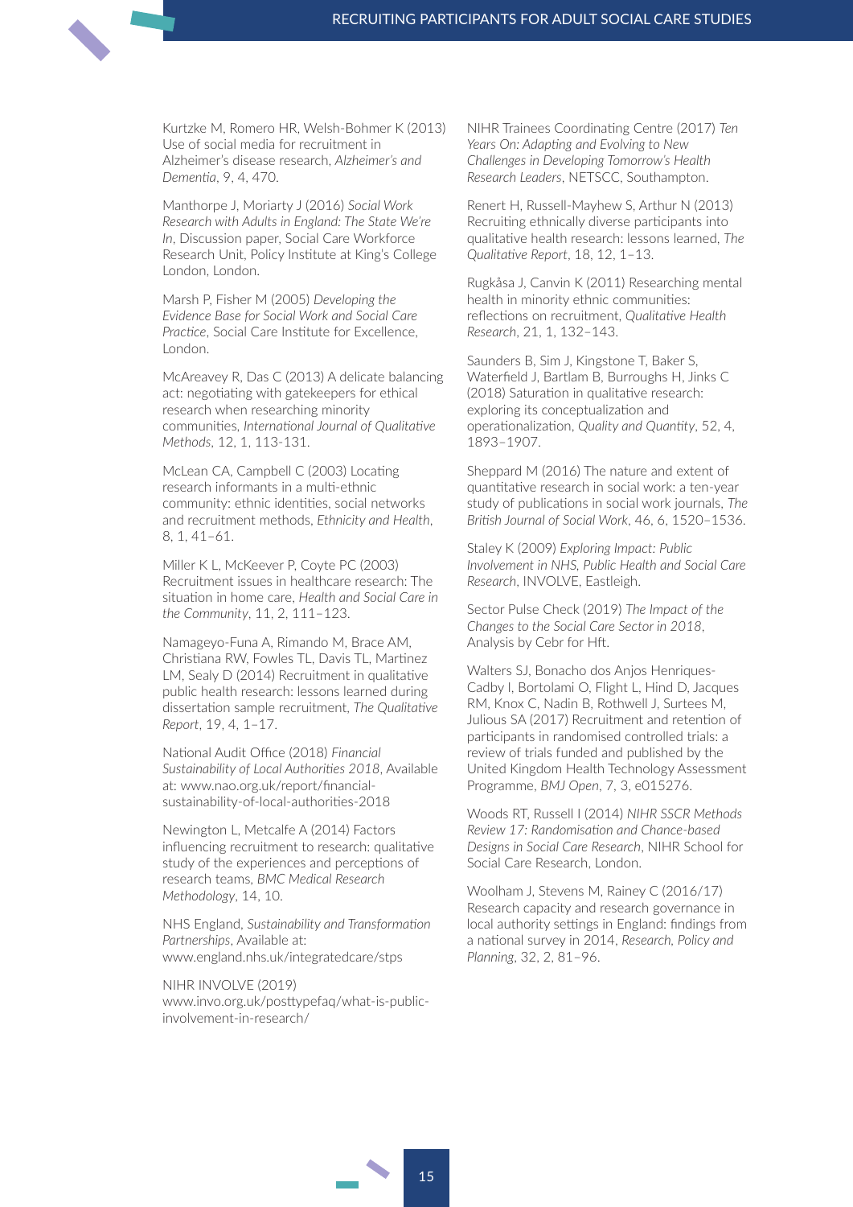Kurtzke M, Romero HR, Welsh-Bohmer K (2013) Use of social media for recruitment in Alzheimer's disease research, *Alzheimer's and Dementia*, 9, 4, 470.

Manthorpe J, Moriarty J (2016) *Social Work Research with Adults in England: The State We're In*, Discussion paper, Social Care Workforce Research Unit, Policy Institute at King's College London, London.

Marsh P, Fisher M (2005) *Developing the Evidence Base for Social Work and Social Care Practice*, Social Care Institute for Excellence, London.

McAreavey R, Das C (2013) A delicate balancing act: negotiating with gatekeepers for ethical research when researching minority communities, *International Journal of Qualitative Methods*, 12, 1, 113-131.

McLean CA, Campbell C (2003) Locating research informants in a multi-ethnic community: ethnic identities, social networks and recruitment methods, *Ethnicity and Health*, 8, 1, 41–61.

Miller K L, McKeever P, Coyte PC (2003) Recruitment issues in healthcare research: The situation in home care, *Health and Social Care in the Community*, 11, 2, 111–123.

Namageyo-Funa A, Rimando M, Brace AM, Christiana RW, Fowles TL, Davis TL, Martinez LM, Sealy D (2014) Recruitment in qualitative public health research: lessons learned during dissertation sample recruitment, *The Qualitative Report*, 19, 4, 1–17.

National Audit Office (2018) *Financial Sustainability of Local Authorities 2018*, Available at: www.nao.org.uk/report/financial-sustainability-of-local-authorities-2018

Newington L, Metcalfe A (2014) Factors influencing recruitment to research: qualitative study of the experiences and perceptions of research teams, *BMC Medical Research Methodology*, 14, 10.

NHS England, *Sustainability and Transformation Partnerships*, Available at: www.england.nhs.uk/integratedcare/stps

NIHR INVOLVE (2019) www.invo.org.uk/posttypefaq/what-is-public-involvement-in-research/

NIHR Trainees Coordinating Centre (2017) *Ten Years On: Adapting and Evolving to New Challenges in Developing Tomorrow's Health Research Leaders*, NETSCC, Southampton.

Renert H, Russell-Mayhew S, Arthur N (2013) Recruiting ethnically diverse participants into qualitative health research: lessons learned, *The Qualitative Report*, 18, 12, 1–13.

Rugkåsa J, Canvin K (2011) Researching mental health in minority ethnic communities: reflections on recruitment, *Qualitative Health Research*, 21, 1, 132–143.

Saunders B, Sim J, Kingstone T, Baker S, Waterfield J, Bartlam B, Burroughs H, Jinks C (2018) Saturation in qualitative research: exploring its conceptualization and operationalization, *Quality and Quantity*, 52, 4, 1893–1907.

Sheppard M (2016) The nature and extent of quantitative research in social work: a ten-year study of publications in social work journals, *The British Journal of Social Work*, 46, 6, 1520–1536.

Staley K (2009) *Exploring Impact: Public Involvement in NHS, Public Health and Social Care Research*, INVOLVE, Eastleigh.

Sector Pulse Check (2019) *The Impact of the Changes to the Social Care Sector in 2018*, Analysis by Cebr for Hft.

Walters SJ, Bonacho dos Anjos Henriques-Cadby I, Bortolami O, Flight L, Hind D, Jacques RM, Knox C, Nadin B, Rothwell J, Surtees M, Julious SA (2017) Recruitment and retention of participants in randomised controlled trials: a review of trials funded and published by the United Kingdom Health Technology Assessment Programme, *BMJ Open*, 7, 3, e015276.

Woods RT, Russell I (2014) *NIHR SSCR Methods Review 17: Randomisation and Chance-based Designs in Social Care Research*, NIHR School for Social Care Research, London.

Woolham J, Stevens M, Rainey C (2016/17) Research capacity and research governance in local authority settings in England: findings from a national survey in 2014, *Research, Policy and Planning*, 32, 2, 81–96.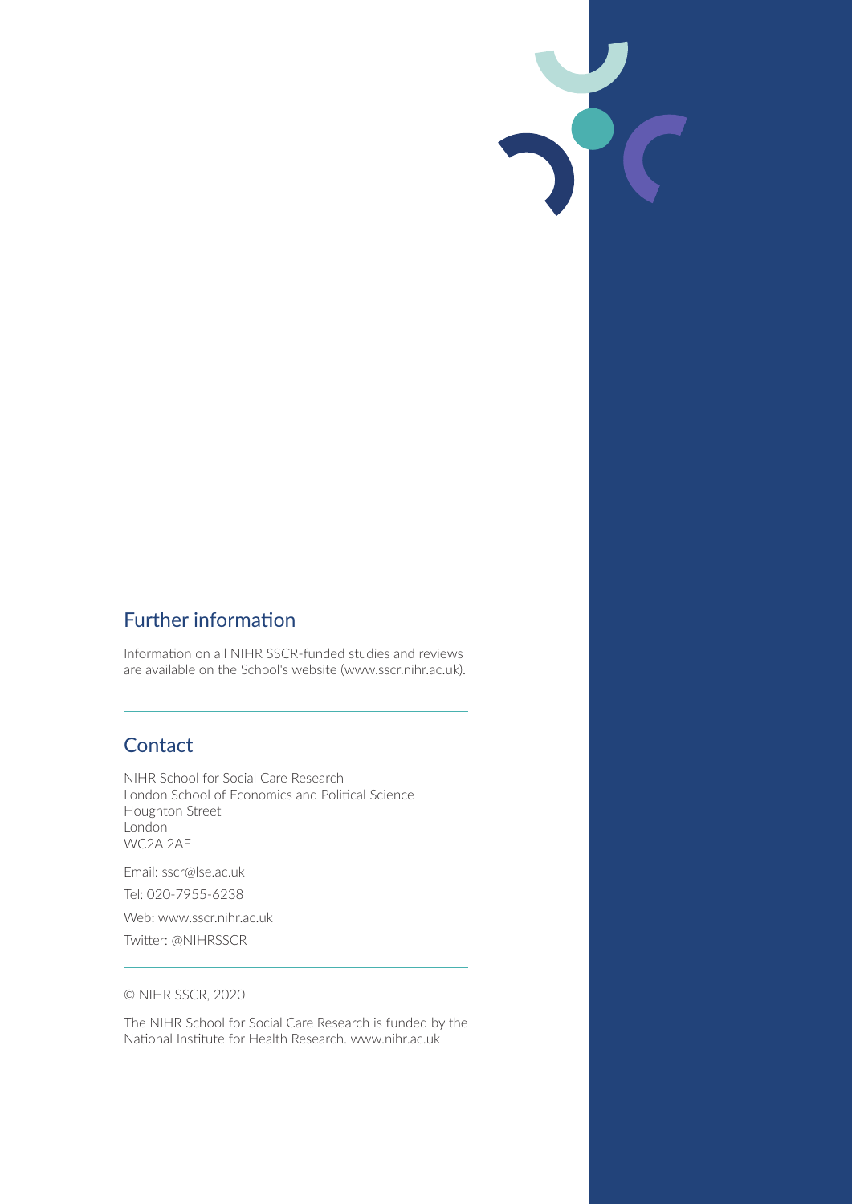## Further information

Information on all NIHR SSCR-funded studies and reviews are available on the School's website (www.sscr.nihr.ac.uk).

## Contact

NIHR School for Social Care Research
London School of Economics and Political Science
Houghton Street
London
WC2A 2AE

Email: sscr@lse.ac.uk

Tel: 020-7955-6238

Web: www.sscr.nihr.ac.uk

Twitter: @NIHRSSCR

© NIHR SSCR, 2020

The NIHR School for Social Care Research is funded by the National Institute for Health Research. www.nihr.ac.uk